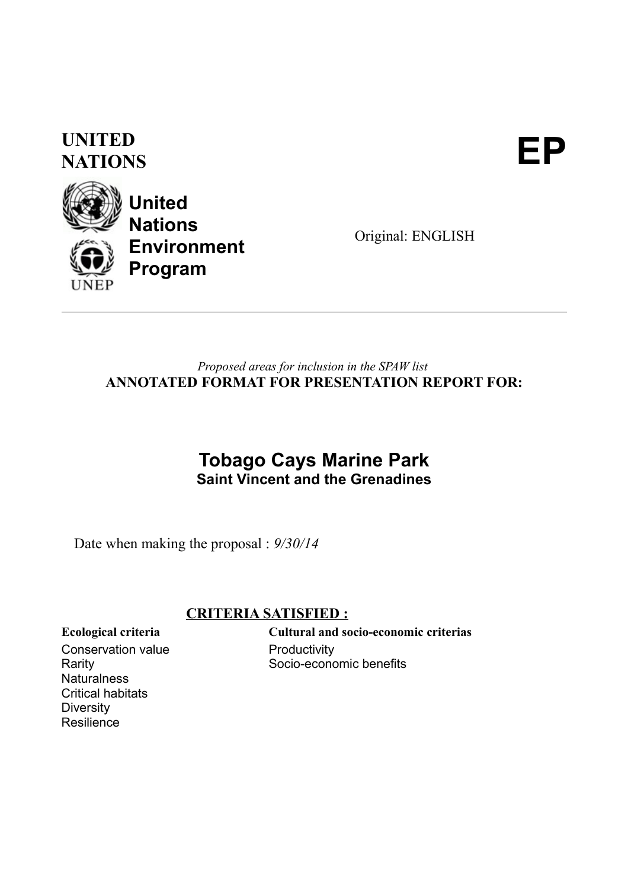**UNITED NATIONS**

**EP**

**United Nations Environment Program**

UNEP

Original: ENGLISH

---

*Proposed areas for inclusion in the SPAW list*

**ANNOTATED FORMAT FOR PRESENTATION REPORT FOR:**

# Tobago Cays Marine Park

## Saint Vincent and the Grenadines

Date when making the proposal : *9/30/14*

**CRITERIA SATISFIED :**

| Ecological criteria | Cultural and socio-economic criterias |
|---|---|
| Conservation value | Productivity |
| Rarity | Socio-economic benefits |
| Naturalness | |
| Critical habitats | |
| Diversity | |
| Resilience | |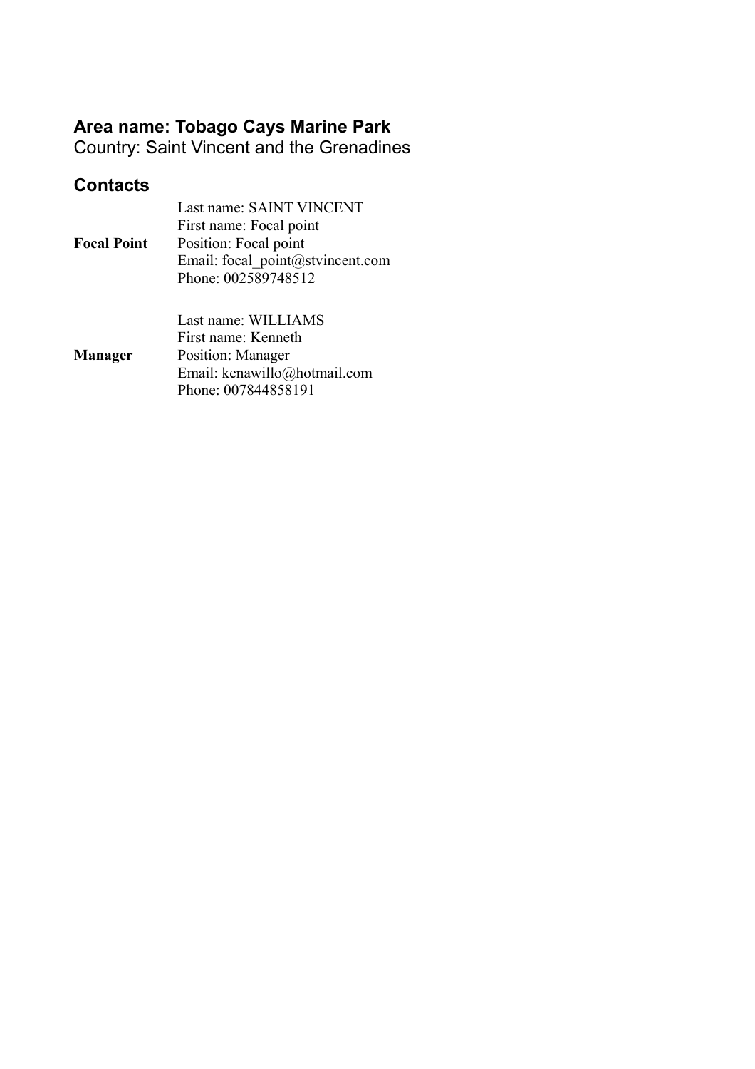**Area name: Tobago Cays Marine Park**
Country: Saint Vincent and the Grenadines

## Contacts

| | |
|---|---|
| **Focal Point** | Last name: SAINT VINCENT<br>First name: Focal point<br>Position: Focal point<br>Email: focal_point@stvincent.com<br>Phone: 002589748512 |
| **Manager** | Last name: WILLIAMS<br>First name: Kenneth<br>Position: Manager<br>Email: kenawillo@hotmail.com<br>Phone: 007844858191 |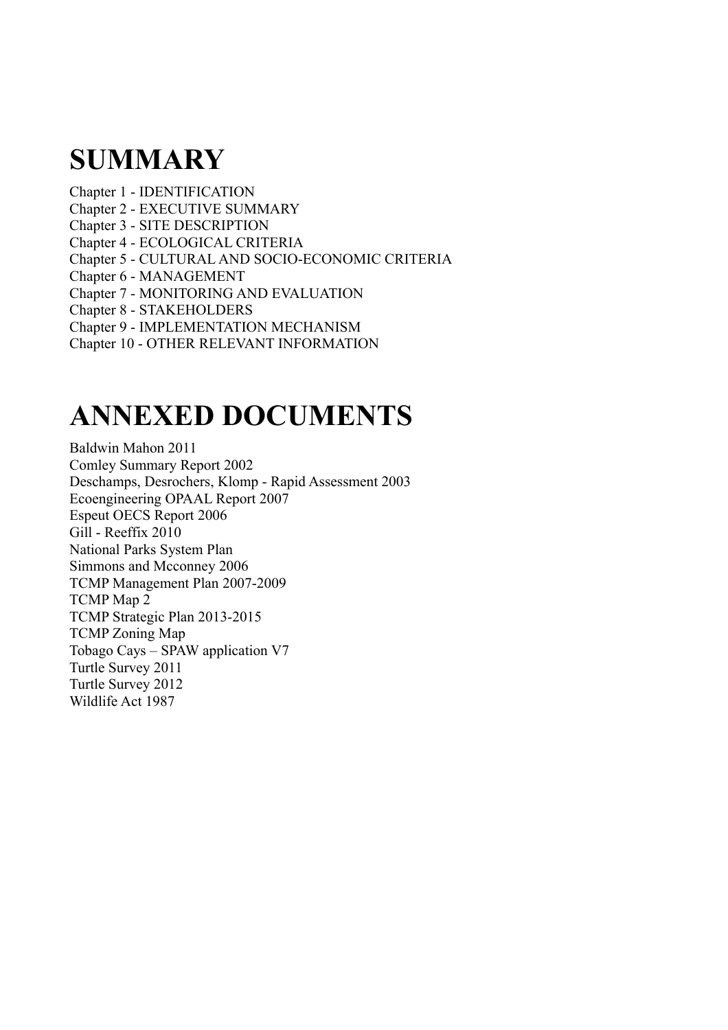# SUMMARY

Chapter 1 - IDENTIFICATION
Chapter 2 - EXECUTIVE SUMMARY
Chapter 3 - SITE DESCRIPTION
Chapter 4 - ECOLOGICAL CRITERIA
Chapter 5 - CULTURAL AND SOCIO-ECONOMIC CRITERIA
Chapter 6 - MANAGEMENT
Chapter 7 - MONITORING AND EVALUATION
Chapter 8 - STAKEHOLDERS
Chapter 9 - IMPLEMENTATION MECHANISM
Chapter 10 - OTHER RELEVANT INFORMATION

# ANNEXED DOCUMENTS

Baldwin Mahon 2011
Comley Summary Report 2002
Deschamps, Desrochers, Klomp - Rapid Assessment 2003
Ecoengineering OPAAL Report 2007
Espeut OECS Report 2006
Gill - Reeffix 2010
National Parks System Plan
Simmons and Mcconney 2006
TCMP Management Plan 2007-2009
TCMP Map 2
TCMP Strategic Plan 2013-2015
TCMP Zoning Map
Tobago Cays – SPAW application V7
Turtle Survey 2011
Turtle Survey 2012
Wildlife Act 1987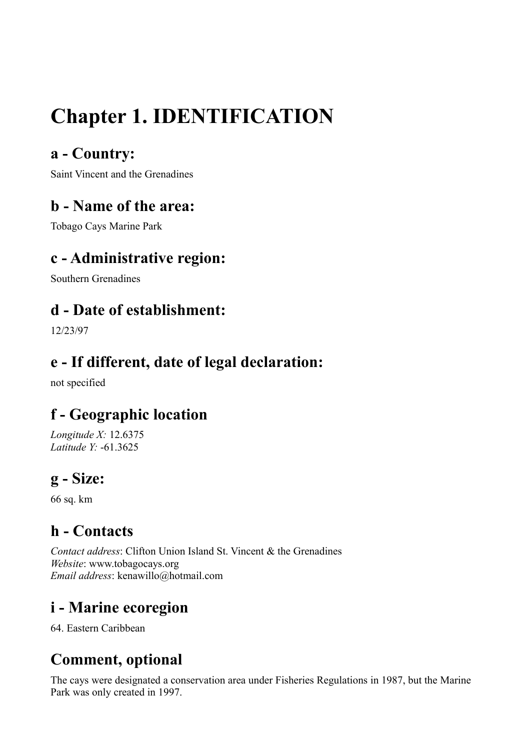# Chapter 1. IDENTIFICATION

## a - Country:

Saint Vincent and the Grenadines

## b - Name of the area:

Tobago Cays Marine Park

## c - Administrative region:

Southern Grenadines

## d - Date of establishment:

12/23/97

## e - If different, date of legal declaration:

not specified

## f - Geographic location

*Longitude X:* 12.6375
*Latitude Y:* -61.3625

## g - Size:

66 sq. km

## h - Contacts

*Contact address*: Clifton Union Island St. Vincent & the Grenadines
*Website*: www.tobagocays.org
*Email address*: kenawillo@hotmail.com

## i - Marine ecoregion

64. Eastern Caribbean

## Comment, optional

The cays were designated a conservation area under Fisheries Regulations in 1987, but the Marine Park was only created in 1997.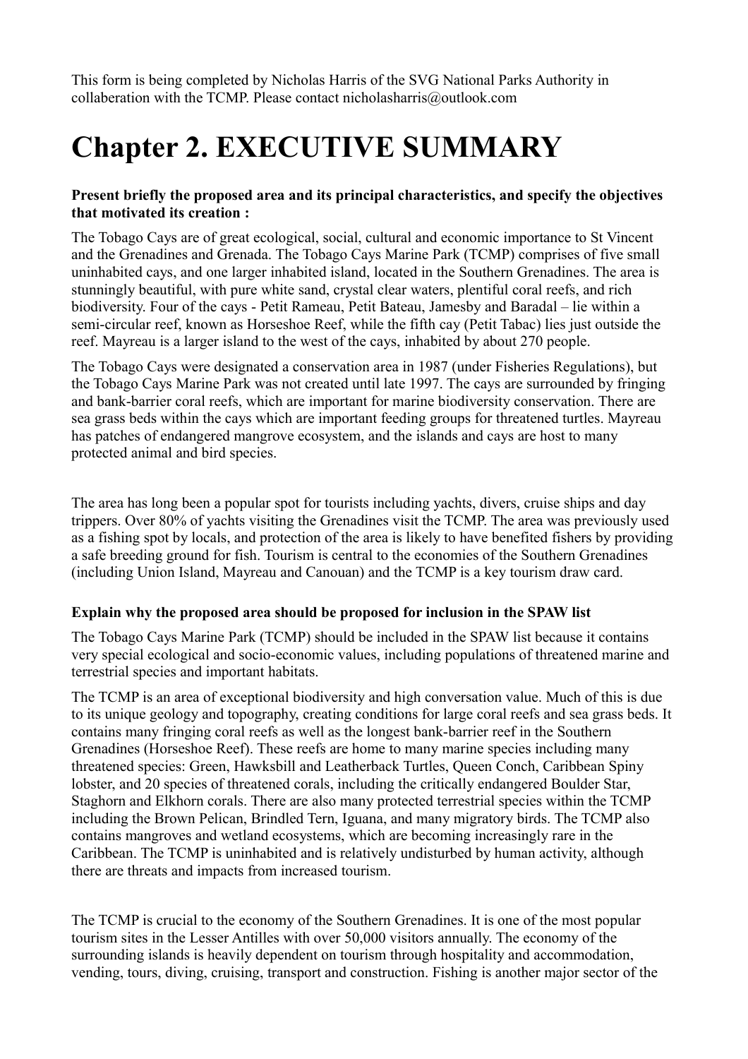This form is being completed by Nicholas Harris of the SVG National Parks Authority in collaberation with the TCMP. Please contact nicholasharris@outlook.com

# Chapter 2. EXECUTIVE SUMMARY

**Present briefly the proposed area and its principal characteristics, and specify the objectives that motivated its creation :**

The Tobago Cays are of great ecological, social, cultural and economic importance to St Vincent and the Grenadines and Grenada. The Tobago Cays Marine Park (TCMP) comprises of five small uninhabited cays, and one larger inhabited island, located in the Southern Grenadines. The area is stunningly beautiful, with pure white sand, crystal clear waters, plentiful coral reefs, and rich biodiversity. Four of the cays - Petit Rameau, Petit Bateau, Jamesby and Baradal – lie within a semi-circular reef, known as Horseshoe Reef, while the fifth cay (Petit Tabac) lies just outside the reef. Mayreau is a larger island to the west of the cays, inhabited by about 270 people.

The Tobago Cays were designated a conservation area in 1987 (under Fisheries Regulations), but the Tobago Cays Marine Park was not created until late 1997. The cays are surrounded by fringing and bank-barrier coral reefs, which are important for marine biodiversity conservation. There are sea grass beds within the cays which are important feeding groups for threatened turtles. Mayreau has patches of endangered mangrove ecosystem, and the islands and cays are host to many protected animal and bird species.

The area has long been a popular spot for tourists including yachts, divers, cruise ships and day trippers. Over 80% of yachts visiting the Grenadines visit the TCMP. The area was previously used as a fishing spot by locals, and protection of the area is likely to have benefited fishers by providing a safe breeding ground for fish. Tourism is central to the economies of the Southern Grenadines (including Union Island, Mayreau and Canouan) and the TCMP is a key tourism draw card.

**Explain why the proposed area should be proposed for inclusion in the SPAW list**

The Tobago Cays Marine Park (TCMP) should be included in the SPAW list because it contains very special ecological and socio-economic values, including populations of threatened marine and terrestrial species and important habitats.

The TCMP is an area of exceptional biodiversity and high conversation value. Much of this is due to its unique geology and topography, creating conditions for large coral reefs and sea grass beds. It contains many fringing coral reefs as well as the longest bank-barrier reef in the Southern Grenadines (Horseshoe Reef). These reefs are home to many marine species including many threatened species: Green, Hawksbill and Leatherback Turtles, Queen Conch, Caribbean Spiny lobster, and 20 species of threatened corals, including the critically endangered Boulder Star, Staghorn and Elkhorn corals. There are also many protected terrestrial species within the TCMP including the Brown Pelican, Brindled Tern, Iguana, and many migratory birds. The TCMP also contains mangroves and wetland ecosystems, which are becoming increasingly rare in the Caribbean. The TCMP is uninhabited and is relatively undisturbed by human activity, although there are threats and impacts from increased tourism.

The TCMP is crucial to the economy of the Southern Grenadines. It is one of the most popular tourism sites in the Lesser Antilles with over 50,000 visitors annually. The economy of the surrounding islands is heavily dependent on tourism through hospitality and accommodation, vending, tours, diving, cruising, transport and construction. Fishing is another major sector of the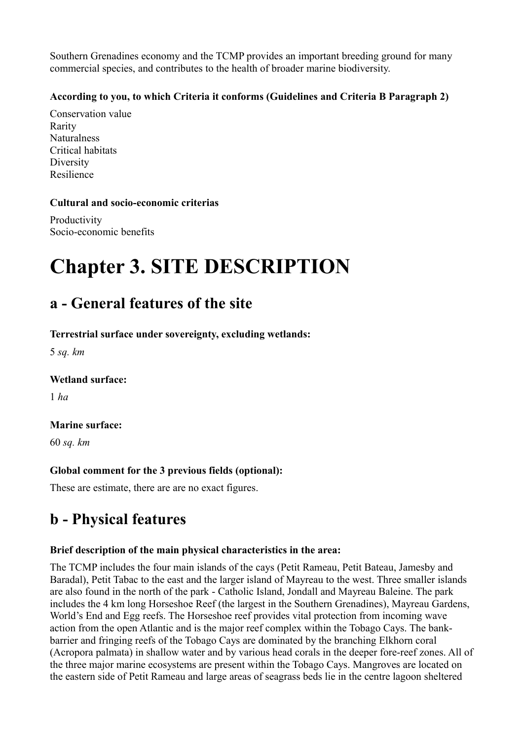Southern Grenadines economy and the TCMP provides an important breeding ground for many commercial species, and contributes to the health of broader marine biodiversity.

**According to you, to which Criteria it conforms (Guidelines and Criteria B Paragraph 2)**

Conservation value
Rarity
Naturalness
Critical habitats
Diversity
Resilience

**Cultural and socio-economic criterias**

Productivity
Socio-economic benefits

# Chapter 3. SITE DESCRIPTION

## a - General features of the site

**Terrestrial surface under sovereignty, excluding wetlands:**

5 *sq. km*

**Wetland surface:**

1 *ha*

**Marine surface:**

60 *sq. km*

**Global comment for the 3 previous fields (optional):**

These are estimate, there are are no exact figures.

## b - Physical features

**Brief description of the main physical characteristics in the area:**

The TCMP includes the four main islands of the cays (Petit Rameau, Petit Bateau, Jamesby and Baradal), Petit Tabac to the east and the larger island of Mayreau to the west. Three smaller islands are also found in the north of the park - Catholic Island, Jondall and Mayreau Baleine. The park includes the 4 km long Horseshoe Reef (the largest in the Southern Grenadines), Mayreau Gardens, World's End and Egg reefs. The Horseshoe reef provides vital protection from incoming wave action from the open Atlantic and is the major reef complex within the Tobago Cays. The bank-barrier and fringing reefs of the Tobago Cays are dominated by the branching Elkhorn coral (Acropora palmata) in shallow water and by various head corals in the deeper fore-reef zones. All of the three major marine ecosystems are present within the Tobago Cays. Mangroves are located on the eastern side of Petit Rameau and large areas of seagrass beds lie in the centre lagoon sheltered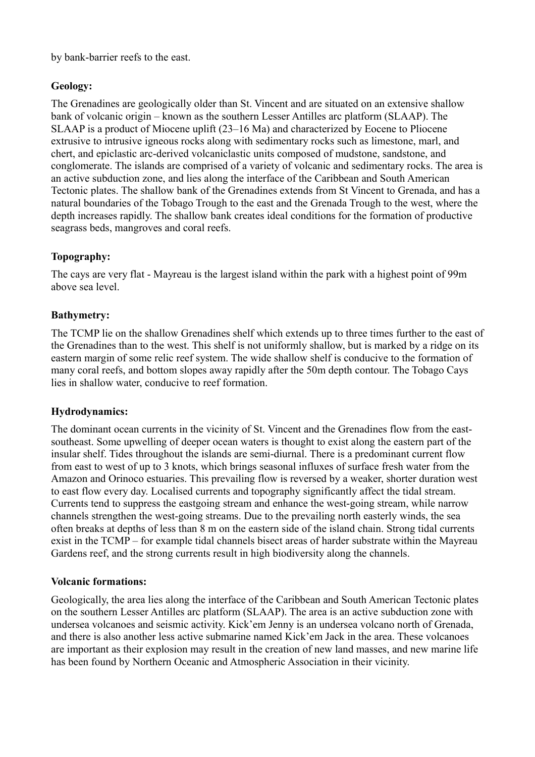by bank-barrier reefs to the east.

**Geology:**

The Grenadines are geologically older than St. Vincent and are situated on an extensive shallow bank of volcanic origin – known as the southern Lesser Antilles arc platform (SLAAP). The SLAAP is a product of Miocene uplift (23–16 Ma) and characterized by Eocene to Pliocene extrusive to intrusive igneous rocks along with sedimentary rocks such as limestone, marl, and chert, and epiclastic arc-derived volcaniclastic units composed of mudstone, sandstone, and conglomerate. The islands are comprised of a variety of volcanic and sedimentary rocks. The area is an active subduction zone, and lies along the interface of the Caribbean and South American Tectonic plates. The shallow bank of the Grenadines extends from St Vincent to Grenada, and has a natural boundaries of the Tobago Trough to the east and the Grenada Trough to the west, where the depth increases rapidly. The shallow bank creates ideal conditions for the formation of productive seagrass beds, mangroves and coral reefs.

**Topography:**

The cays are very flat - Mayreau is the largest island within the park with a highest point of 99m above sea level.

**Bathymetry:**

The TCMP lie on the shallow Grenadines shelf which extends up to three times further to the east of the Grenadines than to the west. This shelf is not uniformly shallow, but is marked by a ridge on its eastern margin of some relic reef system. The wide shallow shelf is conducive to the formation of many coral reefs, and bottom slopes away rapidly after the 50m depth contour. The Tobago Cays lies in shallow water, conducive to reef formation.

**Hydrodynamics:**

The dominant ocean currents in the vicinity of St. Vincent and the Grenadines flow from the east-southeast. Some upwelling of deeper ocean waters is thought to exist along the eastern part of the insular shelf. Tides throughout the islands are semi-diurnal. There is a predominant current flow from east to west of up to 3 knots, which brings seasonal influxes of surface fresh water from the Amazon and Orinoco estuaries. This prevailing flow is reversed by a weaker, shorter duration west to east flow every day. Localised currents and topography significantly affect the tidal stream. Currents tend to suppress the eastgoing stream and enhance the west-going stream, while narrow channels strengthen the west-going streams. Due to the prevailing north easterly winds, the sea often breaks at depths of less than 8 m on the eastern side of the island chain. Strong tidal currents exist in the TCMP – for example tidal channels bisect areas of harder substrate within the Mayreau Gardens reef, and the strong currents result in high biodiversity along the channels.

**Volcanic formations:**

Geologically, the area lies along the interface of the Caribbean and South American Tectonic plates on the southern Lesser Antilles arc platform (SLAAP). The area is an active subduction zone with undersea volcanoes and seismic activity. Kick'em Jenny is an undersea volcano north of Grenada, and there is also another less active submarine named Kick'em Jack in the area. These volcanoes are important as their explosion may result in the creation of new land masses, and new marine life has been found by Northern Oceanic and Atmospheric Association in their vicinity.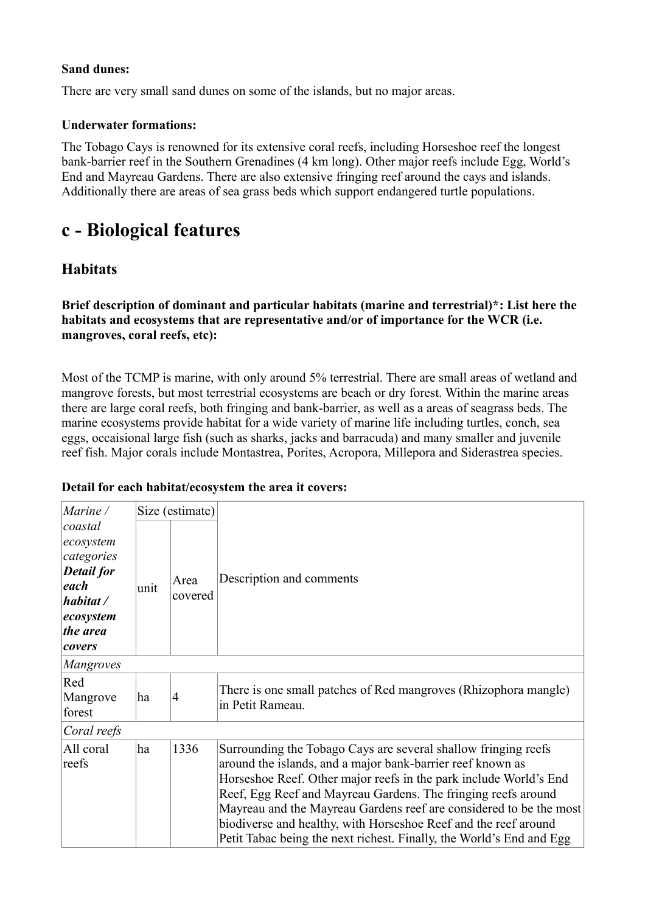**Sand dunes:**

There are very small sand dunes on some of the islands, but no major areas.

**Underwater formations:**

The Tobago Cays is renowned for its extensive coral reefs, including Horseshoe reef the longest bank-barrier reef in the Southern Grenadines (4 km long). Other major reefs include Egg, World's End and Mayreau Gardens. There are also extensive fringing reef around the cays and islands. Additionally there are areas of sea grass beds which support endangered turtle populations.

# c - Biological features

## Habitats

**Brief description of dominant and particular habitats (marine and terrestrial)\*: List here the habitats and ecosystems that are representative and/or of importance for the WCR (i.e. mangroves, coral reefs, etc):**

Most of the TCMP is marine, with only around 5% terrestrial. There are small areas of wetland and mangrove forests, but most terrestrial ecosystems are beach or dry forest. Within the marine areas there are large coral reefs, both fringing and bank-barrier, as well as a areas of seagrass beds. The marine ecosystems provide habitat for a wide variety of marine life including turtles, conch, sea eggs, occaisional large fish (such as sharks, jacks and barracuda) and many smaller and juvenile reef fish. Major corals include Montastrea, Porites, Acropora, Millepora and Siderastrea species.

**Detail for each habitat/ecosystem the area it covers:**

| *Marine / coastal ecosystem categories* ***Detail for each habitat / ecosystem the area covers*** | Size (estimate) | | Description and comments |
|---|---|---|---|
| | unit | Area covered | |
| *Mangroves* | | | |
| Red Mangrove forest | ha | 4 | There is one small patches of Red mangroves (Rhizophora mangle) in Petit Rameau. |
| *Coral reefs* | | | |
| All coral reefs | ha | 1336 | Surrounding the Tobago Cays are several shallow fringing reefs around the islands, and a major bank-barrier reef known as Horseshoe Reef. Other major reefs in the park include World's End Reef, Egg Reef and Mayreau Gardens. The fringing reefs around Mayreau and the Mayreau Gardens reef are considered to be the most biodiverse and healthy, with Horseshoe Reef and the reef around Petit Tabac being the next richest. Finally, the World's End and Egg |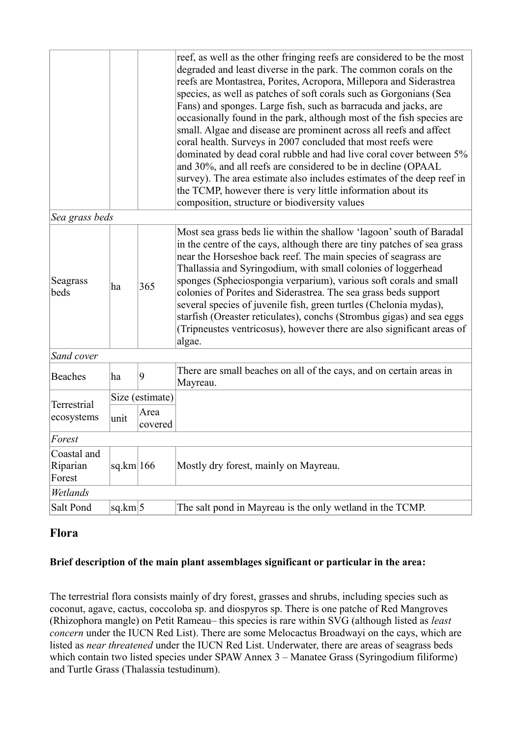| | | | |
|---|---|---|---|
| | | | reef, as well as the other fringing reefs are considered to be the most degraded and least diverse in the park. The common corals on the reefs are Montastrea, Porites, Acropora, Millepora and Siderastrea species, as well as patches of soft corals such as Gorgonians (Sea Fans) and sponges. Large fish, such as barracuda and jacks, are occasionally found in the park, although most of the fish species are small. Algae and disease are prominent across all reefs and affect coral health. Surveys in 2007 concluded that most reefs were dominated by dead coral rubble and had live coral cover between 5% and 30%, and all reefs are considered to be in decline (OPAAL survey). The area estimate also includes estimates of the deep reef in the TCMP, however there is very little information about its composition, structure or biodiversity values |
| *Sea grass beds* | | | |
| Seagrass beds | ha | 365 | Most sea grass beds lie within the shallow 'lagoon' south of Baradal in the centre of the cays, although there are tiny patches of sea grass near the Horseshoe back reef. The main species of seagrass are Thallassia and Syringodium, with small colonies of loggerhead sponges (Speciospongia verparium), various soft corals and small colonies of Porites and Siderastrea. The sea grass beds support several species of juvenile fish, green turtles (Chelonia mydas), starfish (Oreaster reticulates), conchs (Strombus gigas) and sea eggs (Tripneustes ventricosus), however there are also significant areas of algae. |
| *Sand cover* | | | |
| Beaches | ha | 9 | There are small beaches on all of the cays, and on certain areas in Mayreau. |
| Terrestrial ecosystems | Size (estimate) | | |
| | unit | Area covered | |
| *Forest* | | | |
| Coastal and Riparian Forest | sq.km | 166 | Mostly dry forest, mainly on Mayreau. |
| *Wetlands* | | | |
| Salt Pond | sq.km | 5 | The salt pond in Mayreau is the only wetland in the TCMP. |

## Flora

**Brief description of the main plant assemblages significant or particular in the area:**

The terrestrial flora consists mainly of dry forest, grasses and shrubs, including species such as coconut, agave, cactus, coccoloba sp. and diospyros sp. There is one patch of Red Mangroves (Rhizophora mangle) on Petit Rameau– this species is rare within SVG (although listed as *least concern* under the IUCN Red List). There are some Melocactus Broadwayi on the cays, which are listed as *near threatened* under the IUCN Red List. Underwater, there are areas of seagrass beds which contain two listed species under SPAW Annex 3 – Manatee Grass (Syringodium filiforme) and Turtle Grass (Thalassia testudinum).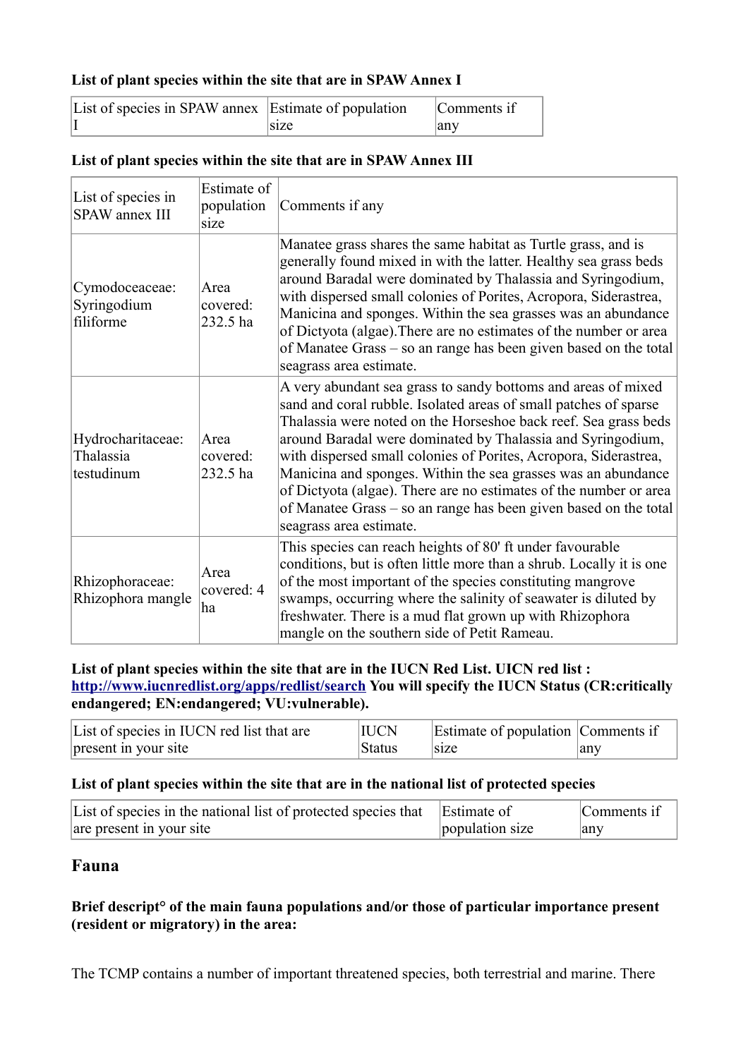**List of plant species within the site that are in SPAW Annex I**

| List of species in SPAW annex I | Estimate of population size | Comments if any |
|---|---|---|

**List of plant species within the site that are in SPAW Annex III**

| List of species in SPAW annex III | Estimate of population size | Comments if any |
|---|---|---|
| Cymodoceaceae: Syringodium filiforme | Area covered: 232.5 ha | Manatee grass shares the same habitat as Turtle grass, and is generally found mixed in with the latter. Healthy sea grass beds around Baradal were dominated by Thalassia and Syringodium, with dispersed small colonies of Porites, Acropora, Siderastrea, Manicina and sponges. Within the sea grasses was an abundance of Dictyota (algae).There are no estimates of the number or area of Manatee Grass – so an range has been given based on the total seagrass area estimate. |
| Hydrocharitaceae: Thalassia testudinum | Area covered: 232.5 ha | A very abundant sea grass to sandy bottoms and areas of mixed sand and coral rubble. Isolated areas of small patches of sparse Thalassia were noted on the Horseshoe back reef. Sea grass beds around Baradal were dominated by Thalassia and Syringodium, with dispersed small colonies of Porites, Acropora, Siderastrea, Manicina and sponges. Within the sea grasses was an abundance of Dictyota (algae). There are no estimates of the number or area of Manatee Grass – so an range has been given based on the total seagrass area estimate. |
| Rhizophoraceae: Rhizophora mangle | Area covered: 4 ha | This species can reach heights of 80' ft under favourable conditions, but is often little more than a shrub. Locally it is one of the most important of the species constituting mangrove swamps, occurring where the salinity of seawater is diluted by freshwater. There is a mud flat grown up with Rhizophora mangle on the southern side of Petit Rameau. |

**List of plant species within the site that are in the IUCN Red List. UICN red list : http://www.iucnredlist.org/apps/redlist/search You will specify the IUCN Status (CR:critically endangered; EN:endangered; VU:vulnerable).**

| List of species in IUCN red list that are present in your site | IUCN Status | Estimate of population size | Comments if any |
|---|---|---|---|

**List of plant species within the site that are in the national list of protected species**

| List of species in the national list of protected species that are present in your site | Estimate of population size | Comments if any |
|---|---|---|

## Fauna

**Brief descript° of the main fauna populations and/or those of particular importance present (resident or migratory) in the area:**

The TCMP contains a number of important threatened species, both terrestrial and marine. There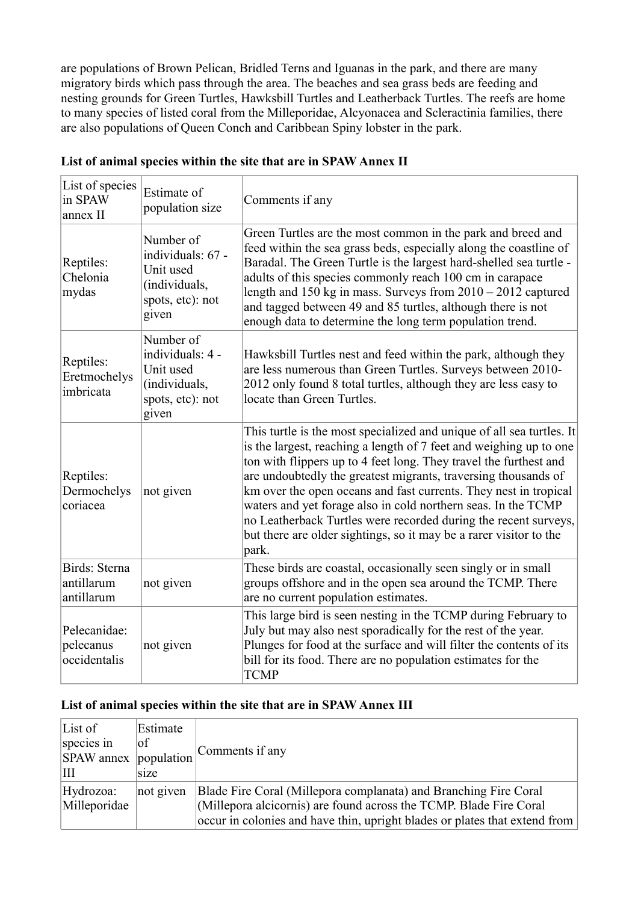are populations of Brown Pelican, Bridled Terns and Iguanas in the park, and there are many migratory birds which pass through the area. The beaches and sea grass beds are feeding and nesting grounds for Green Turtles, Hawksbill Turtles and Leatherback Turtles. The reefs are home to many species of listed coral from the Milleporidae, Alcyonacea and Scleractinia families, there are also populations of Queen Conch and Caribbean Spiny lobster in the park.

**List of animal species within the site that are in SPAW Annex II**

| List of species in SPAW annex II | Estimate of population size | Comments if any |
|---|---|---|
| Reptiles: Chelonia mydas | Number of individuals: 67 - Unit used (individuals, spots, etc): not given | Green Turtles are the most common in the park and breed and feed within the sea grass beds, especially along the coastline of Baradal. The Green Turtle is the largest hard-shelled sea turtle - adults of this species commonly reach 100 cm in carapace length and 150 kg in mass. Surveys from 2010 – 2012 captured and tagged between 49 and 85 turtles, although there is not enough data to determine the long term population trend. |
| Reptiles: Eretmochelys imbricata | Number of individuals: 4 - Unit used (individuals, spots, etc): not given | Hawksbill Turtles nest and feed within the park, although they are less numerous than Green Turtles. Surveys between 2010-2012 only found 8 total turtles, although they are less easy to locate than Green Turtles. |
| Reptiles: Dermochelys coriacea | not given | This turtle is the most specialized and unique of all sea turtles. It is the largest, reaching a length of 7 feet and weighing up to one ton with flippers up to 4 feet long. They travel the furthest and are undoubtedly the greatest migrants, traversing thousands of km over the open oceans and fast currents. They nest in tropical waters and yet forage also in cold northern seas. In the TCMP no Leatherback Turtles were recorded during the recent surveys, but there are older sightings, so it may be a rarer visitor to the park. |
| Birds: Sterna antillarum antillarum | not given | These birds are coastal, occasionally seen singly or in small groups offshore and in the open sea around the TCMP. There are no current population estimates. |
| Pelecanidae: pelecanus occidentalis | not given | This large bird is seen nesting in the TCMP during February to July but may also nest sporadically for the rest of the year. Plunges for food at the surface and will filter the contents of its bill for its food. There are no population estimates for the TCMP |

**List of animal species within the site that are in SPAW Annex III**

| List of species in SPAW annex III | Estimate of population size | Comments if any |
|---|---|---|
| Hydrozoa: Milleporidae | not given | Blade Fire Coral (Millepora complanata) and Branching Fire Coral (Millepora alcicornis) are found across the TCMP. Blade Fire Coral occur in colonies and have thin, upright blades or plates that extend from |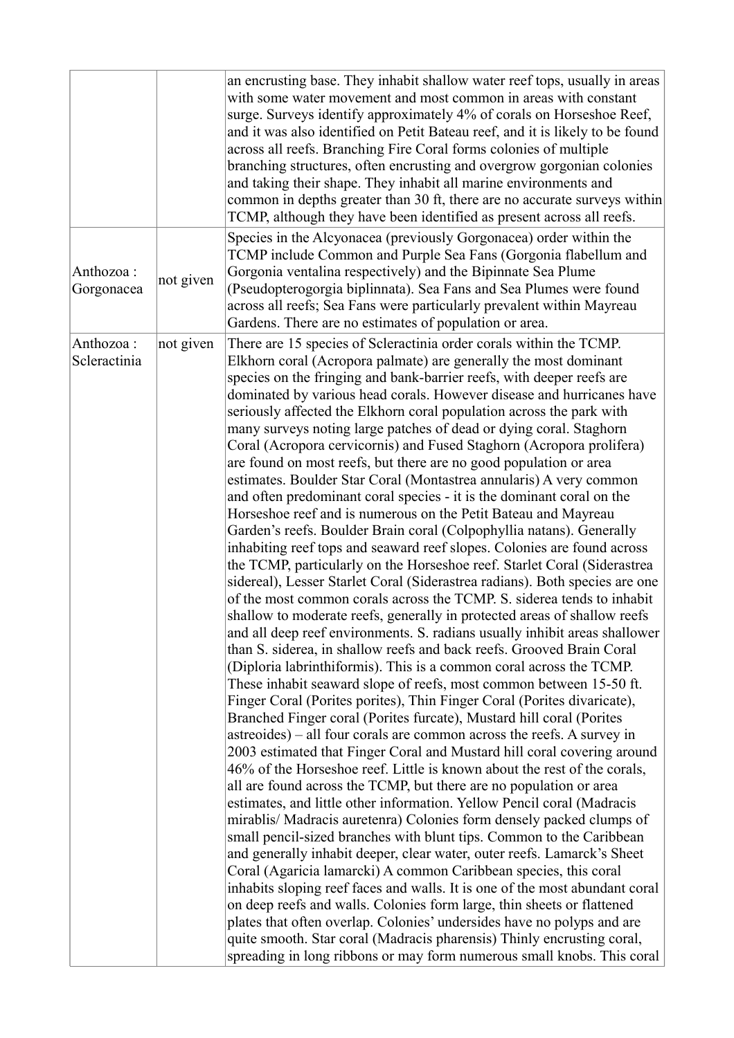| | | |
|---|---|---|
| | | an encrusting base. They inhabit shallow water reef tops, usually in areas with some water movement and most common in areas with constant surge. Surveys identify approximately 4% of corals on Horseshoe Reef, and it was also identified on Petit Bateau reef, and it is likely to be found across all reefs. Branching Fire Coral forms colonies of multiple branching structures, often encrusting and overgrow gorgonian colonies and taking their shape. They inhabit all marine environments and common in depths greater than 30 ft, there are no accurate surveys within TCMP, although they have been identified as present across all reefs. |
| Anthozoa : Gorgonacea | not given | Species in the Alcyonacea (previously Gorgonacea) order within the TCMP include Common and Purple Sea Fans (Gorgonia flabellum and Gorgonia ventalina respectively) and the Bipinnate Sea Plume (Pseudopterogorgia biplinnata). Sea Fans and Sea Plumes were found across all reefs; Sea Fans were particularly prevalent within Mayreau Gardens. There are no estimates of population or area. |
| Anthozoa : Scleractinia | not given | There are 15 species of Scleractinia order corals within the TCMP. Elkhorn coral (Acropora palmate) are generally the most dominant species on the fringing and bank-barrier reefs, with deeper reefs are dominated by various head corals. However disease and hurricanes have seriously affected the Elkhorn coral population across the park with many surveys noting large patches of dead or dying coral. Staghorn Coral (Acropora cervicornis) and Fused Staghorn (Acropora prolifera) are found on most reefs, but there are no good population or area estimates. Boulder Star Coral (Montastrea annularis) A very common and often predominant coral species - it is the dominant coral on the Horseshoe reef and is numerous on the Petit Bateau and Mayreau Garden's reefs. Boulder Brain coral (Colpophyllia natans). Generally inhabiting reef tops and seaward reef slopes. Colonies are found across the TCMP, particularly on the Horseshoe reef. Starlet Coral (Siderastrea sidereal), Lesser Starlet Coral (Siderastrea radians). Both species are one of the most common corals across the TCMP. S. siderea tends to inhabit shallow to moderate reefs, generally in protected areas of shallow reefs and all deep reef environments. S. radians usually inhibit areas shallower than S. siderea, in shallow reefs and back reefs. Grooved Brain Coral (Diploria labrinthiformis). This is a common coral across the TCMP. These inhabit seaward slope of reefs, most common between 15-50 ft. Finger Coral (Porites porites), Thin Finger Coral (Porites divaricate), Branched Finger coral (Porites furcate), Mustard hill coral (Porites astreoides) – all four corals are common across the reefs. A survey in 2003 estimated that Finger Coral and Mustard hill coral covering around 46% of the Horseshoe reef. Little is known about the rest of the corals, all are found across the TCMP, but there are no population or area estimates, and little other information. Yellow Pencil coral (Madracis mirablis/ Madracis auretenra) Colonies form densely packed clumps of small pencil-sized branches with blunt tips. Common to the Caribbean and generally inhabit deeper, clear water, outer reefs. Lamarck's Sheet Coral (Agaricia lamarcki) A common Caribbean species, this coral inhabits sloping reef faces and walls. It is one of the most abundant coral on deep reefs and walls. Colonies form large, thin sheets or flattened plates that often overlap. Colonies' undersides have no polyps and are quite smooth. Star coral (Madracis pharensis) Thinly encrusting coral, spreading in long ribbons or may form numerous small knobs. This coral |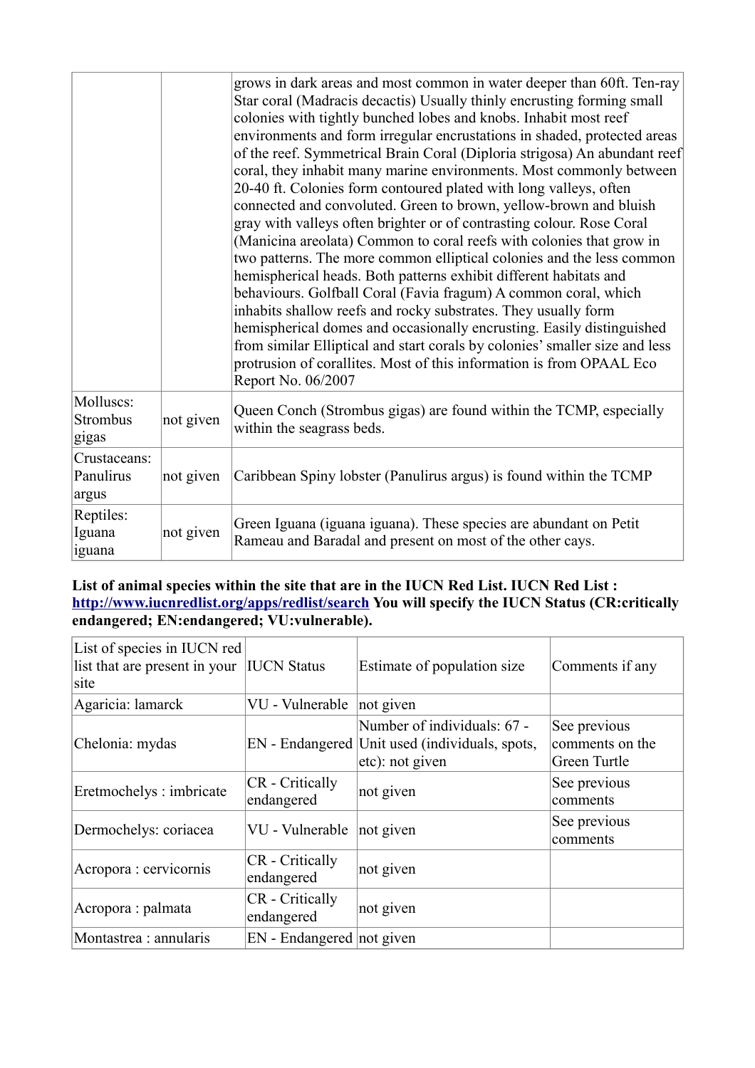|  |  | grows in dark areas and most common in water deeper than 60ft. Ten-ray Star coral (Madracis decactis) Usually thinly encrusting forming small colonies with tightly bunched lobes and knobs. Inhabit most reef environments and form irregular encrustations in shaded, protected areas of the reef. Symmetrical Brain Coral (Diploria strigosa) An abundant reef coral, they inhabit many marine environments. Most commonly between 20-40 ft. Colonies form contoured plated with long valleys, often connected and convoluted. Green to brown, yellow-brown and bluish gray with valleys often brighter or of contrasting colour. Rose Coral (Manicina areolata) Common to coral reefs with colonies that grow in two patterns. The more common elliptical colonies and the less common hemispherical heads. Both patterns exhibit different habitats and behaviours. Golfball Coral (Favia fragum) A common coral, which inhabits shallow reefs and rocky substrates. They usually form hemispherical domes and occasionally encrusting. Easily distinguished from similar Elliptical and start corals by colonies' smaller size and less protrusion of corallites. Most of this information is from OPAAL Eco Report No. 06/2007 |
|---|---|---|
| Molluscs: Strombus gigas | not given | Queen Conch (Strombus gigas) are found within the TCMP, especially within the seagrass beds. |
| Crustaceans: Panulirus argus | not given | Caribbean Spiny lobster (Panulirus argus) is found within the TCMP |
| Reptiles: Iguana iguana | not given | Green Iguana (iguana iguana). These species are abundant on Petit Rameau and Baradal and present on most of the other cays. |

**List of animal species within the site that are in the IUCN Red List. IUCN Red List : http://www.iucnredlist.org/apps/redlist/search You will specify the IUCN Status (CR:critically endangered; EN:endangered; VU:vulnerable).**

| List of species in IUCN red list that are present in your site | IUCN Status | Estimate of population size | Comments if any |
|---|---|---|---|
| Agaricia: lamarck | VU - Vulnerable | not given |  |
| Chelonia: mydas | EN - Endangered | Number of individuals: 67 - Unit used (individuals, spots, etc): not given | See previous comments on the Green Turtle |
| Eretmochelys : imbricate | CR - Critically endangered | not given | See previous comments |
| Dermochelys: coriacea | VU - Vulnerable | not given | See previous comments |
| Acropora : cervicornis | CR - Critically endangered | not given |  |
| Acropora : palmata | CR - Critically endangered | not given |  |
| Montastrea : annularis | EN - Endangered | not given |  |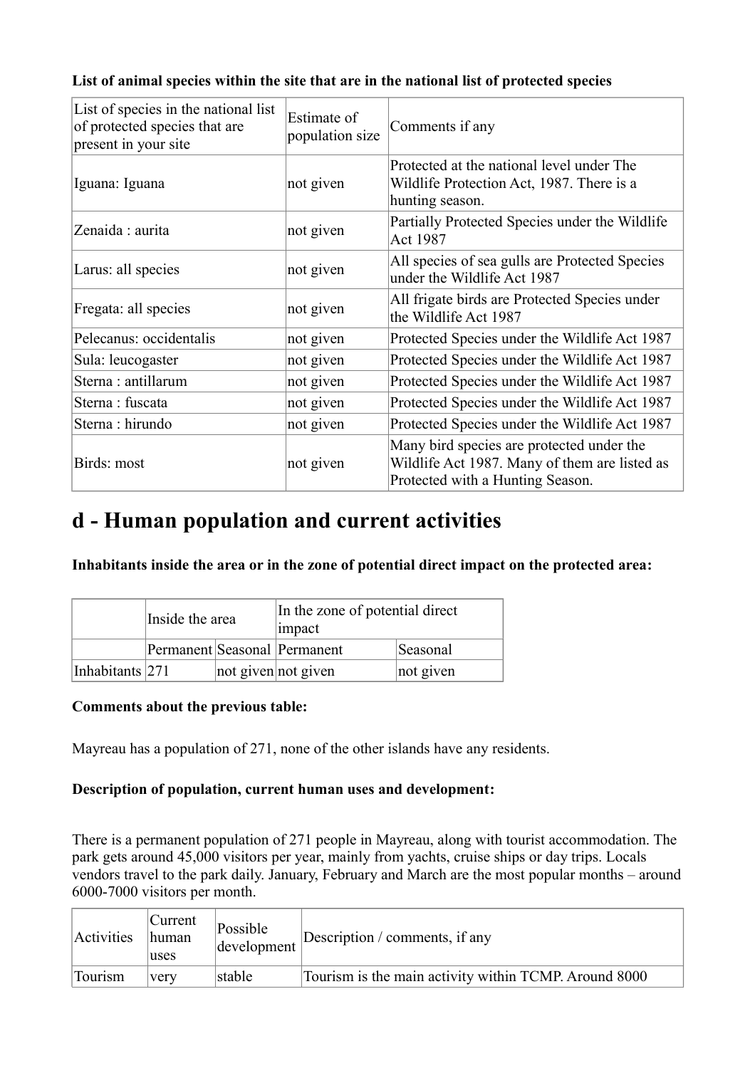**List of animal species within the site that are in the national list of protected species**

| List of species in the national list of protected species that are present in your site | Estimate of population size | Comments if any |
|---|---|---|
| Iguana: Iguana | not given | Protected at the national level under The Wildlife Protection Act, 1987. There is a hunting season. |
| Zenaida : aurita | not given | Partially Protected Species under the Wildlife Act 1987 |
| Larus: all species | not given | All species of sea gulls are Protected Species under the Wildlife Act 1987 |
| Fregata: all species | not given | All frigate birds are Protected Species under the Wildlife Act 1987 |
| Pelecanus: occidentalis | not given | Protected Species under the Wildlife Act 1987 |
| Sula: leucogaster | not given | Protected Species under the Wildlife Act 1987 |
| Sterna : antillarum | not given | Protected Species under the Wildlife Act 1987 |
| Sterna : fuscata | not given | Protected Species under the Wildlife Act 1987 |
| Sterna : hirundo | not given | Protected Species under the Wildlife Act 1987 |
| Birds: most | not given | Many bird species are protected under the Wildlife Act 1987. Many of them are listed as Protected with a Hunting Season. |

# d - Human population and current activities

**Inhabitants inside the area or in the zone of potential direct impact on the protected area:**

| | Inside the area | | In the zone of potential direct impact | |
|---|---|---|---|---|
| | Permanent | Seasonal | Permanent | Seasonal |
| Inhabitants | 271 | not given | not given | not given |

**Comments about the previous table:**

Mayreau has a population of 271, none of the other islands have any residents.

**Description of population, current human uses and development:**

There is a permanent population of 271 people in Mayreau, along with tourist accommodation. The park gets around 45,000 visitors per year, mainly from yachts, cruise ships or day trips. Locals vendors travel to the park daily. January, February and March are the most popular months – around 6000-7000 visitors per month.

| Activities | Current human uses | Possible development | Description / comments, if any |
|---|---|---|---|
| Tourism | very | stable | Tourism is the main activity within TCMP. Around 8000 |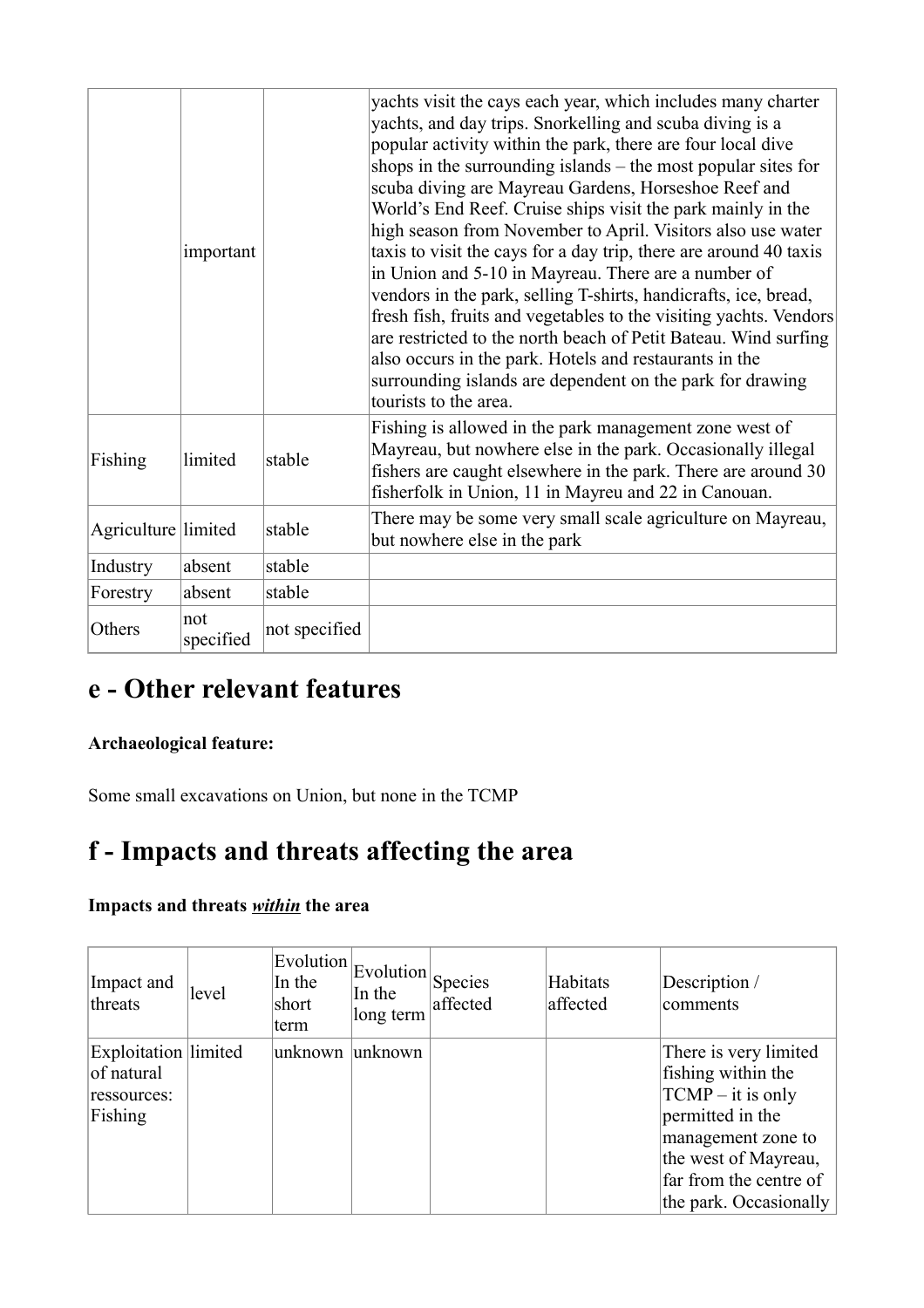| | | | |
|---|---|---|---|
| | important | | yachts visit the cays each year, which includes many charter yachts, and day trips. Snorkelling and scuba diving is a popular activity within the park, there are four local dive shops in the surrounding islands – the most popular sites for scuba diving are Mayreau Gardens, Horseshoe Reef and World's End Reef. Cruise ships visit the park mainly in the high season from November to April. Visitors also use water taxis to visit the cays for a day trip, there are around 40 taxis in Union and 5-10 in Mayreau. There are a number of vendors in the park, selling T-shirts, handicrafts, ice, bread, fresh fish, fruits and vegetables to the visiting yachts. Vendors are restricted to the north beach of Petit Bateau. Wind surfing also occurs in the park. Hotels and restaurants in the surrounding islands are dependent on the park for drawing tourists to the area. |
| Fishing | limited | stable | Fishing is allowed in the park management zone west of Mayreau, but nowhere else in the park. Occasionally illegal fishers are caught elsewhere in the park. There are around 30 fisherfolk in Union, 11 in Mayreu and 22 in Canouan. |
| Agriculture | limited | stable | There may be some very small scale agriculture on Mayreau, but nowhere else in the park |
| Industry | absent | stable | |
| Forestry | absent | stable | |
| Others | not specified | not specified | |

## e - Other relevant features

**Archaeological feature:**

Some small excavations on Union, but none in the TCMP

## f - Impacts and threats affecting the area

**Impacts and threats _within_ the area**

| Impact and threats | level | Evolution In the short term | Evolution In the long term | Species affected | Habitats affected | Description / comments |
|---|---|---|---|---|---|---|
| Exploitation of natural ressources: Fishing | limited | unknown | unknown | | | There is very limited fishing within the TCMP – it is only permitted in the management zone to the west of Mayreau, far from the centre of the park. Occasionally |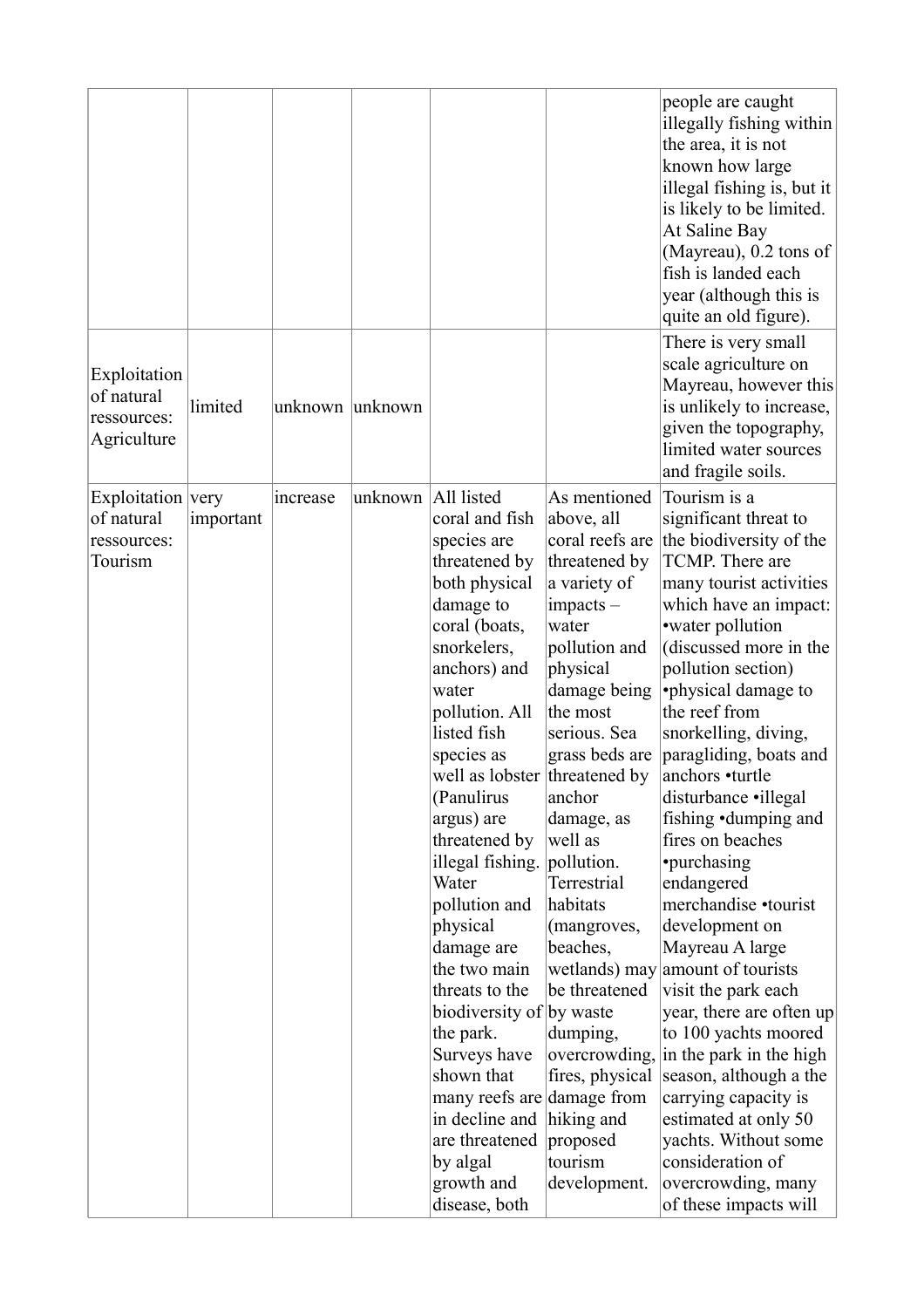| | | | | | | |
|---|---|---|---|---|---|---|
| | | | | | | people are caught illegally fishing within the area, it is not known how large illegal fishing is, but it is likely to be limited. At Saline Bay (Mayreau), 0.2 tons of fish is landed each year (although this is quite an old figure). |
| Exploitation of natural ressources: Agriculture | limited | unknown | unknown | | | There is very small scale agriculture on Mayreau, however this is unlikely to increase, given the topography, limited water sources and fragile soils. |
| Exploitation of natural ressources: Tourism | very important | increase | unknown | All listed coral and fish species are threatened by both physical damage to coral (boats, snorkelers, anchors) and water pollution. All listed fish species as well as lobster (Panulirus argus) are threatened by illegal fishing. Water pollution and physical damage are the two main threats to the biodiversity of the park. Surveys have shown that many reefs are in decline and are threatened by algal growth and disease, both | As mentioned above, all coral reefs are threatened by a variety of impacts – water pollution and physical damage being the most serious. Sea grass beds are threatened by anchor damage, as well as pollution. Terrestrial habitats (mangroves, beaches, wetlands) may be threatened by waste dumping, overcrowding, fires, physical damage from hiking and proposed tourism development. | Tourism is a significant threat to the biodiversity of the TCMP. There are many tourist activities which have an impact: •water pollution (discussed more in the pollution section) •physical damage to the reef from snorkelling, diving, paragliding, boats and anchors •turtle disturbance •illegal fishing •dumping and fires on beaches •purchasing endangered merchandise •tourist development on Mayreau A large amount of tourists visit the park each year, there are often up to 100 yachts moored in the park in the high season, although a the carrying capacity is estimated at only 50 yachts. Without some consideration of overcrowding, many of these impacts will |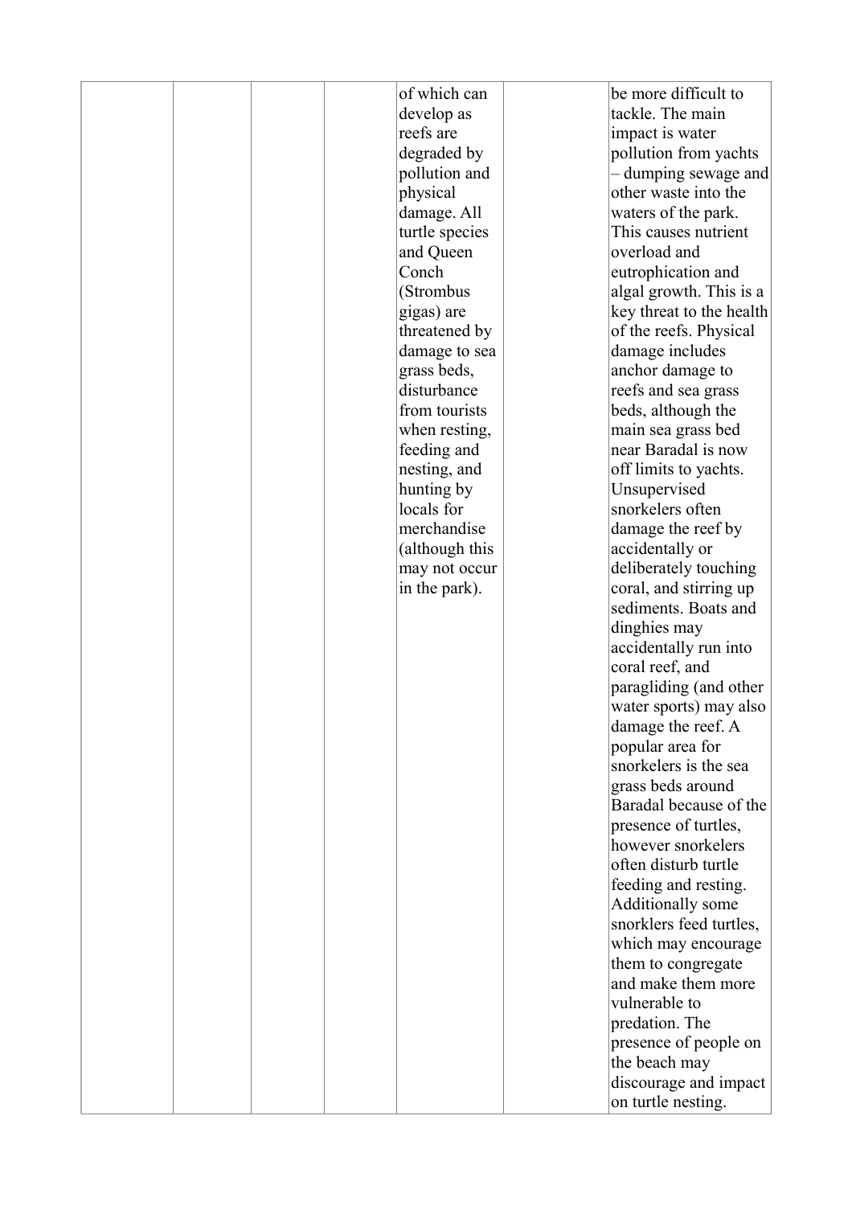| | | | | | | |
|---|---|---|---|---|---|---|
| | | | | of which can develop as reefs are degraded by pollution and physical damage. All turtle species and Queen Conch (Strombus gigas) are threatened by damage to sea grass beds, disturbance from tourists when resting, feeding and nesting, and hunting by locals for merchandise (although this may not occur in the park). | | be more difficult to tackle. The main impact is water pollution from yachts – dumping sewage and other waste into the waters of the park. This causes nutrient overload and eutrophication and algal growth. This is a key threat to the health of the reefs. Physical damage includes anchor damage to reefs and sea grass beds, although the main sea grass bed near Baradal is now off limits to yachts. Unsupervised snorkelers often damage the reef by accidentally or deliberately touching coral, and stirring up sediments. Boats and dinghies may accidentally run into coral reef, and paragliding (and other water sports) may also damage the reef. A popular area for snorkelers is the sea grass beds around Baradal because of the presence of turtles, however snorkelers often disturb turtle feeding and resting. Additionally some snorklers feed turtles, which may encourage them to congregate and make them more vulnerable to predation. The presence of people on the beach may discourage and impact on turtle nesting. |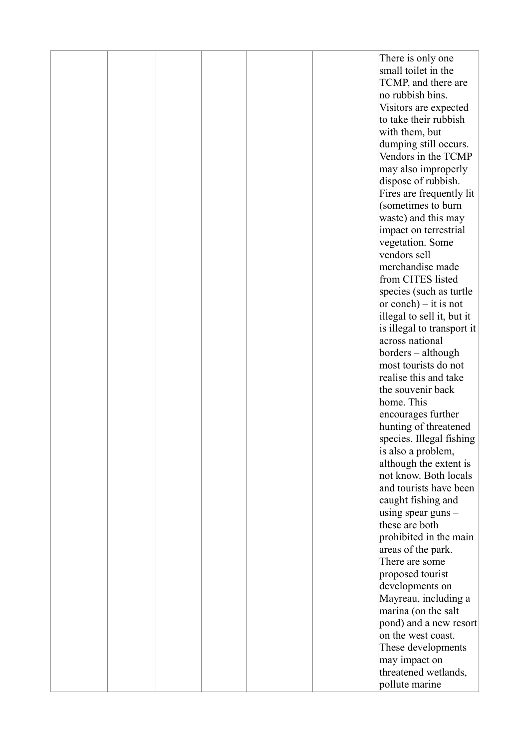| | | | | | | |
|---|---|---|---|---|---|---|
| | | | | | | There is only one small toilet in the TCMP, and there are no rubbish bins. Visitors are expected to take their rubbish with them, but dumping still occurs. Vendors in the TCMP may also improperly dispose of rubbish. Fires are frequently lit (sometimes to burn waste) and this may impact on terrestrial vegetation. Some vendors sell merchandise made from CITES listed species (such as turtle or conch) – it is not illegal to sell it, but it is illegal to transport it across national borders – although most tourists do not realise this and take the souvenir back home. This encourages further hunting of threatened species. Illegal fishing is also a problem, although the extent is not know. Both locals and tourists have been caught fishing and using spear guns – these are both prohibited in the main areas of the park. There are some proposed tourist developments on Mayreau, including a marina (on the salt pond) and a new resort on the west coast. These developments may impact on threatened wetlands, pollute marine |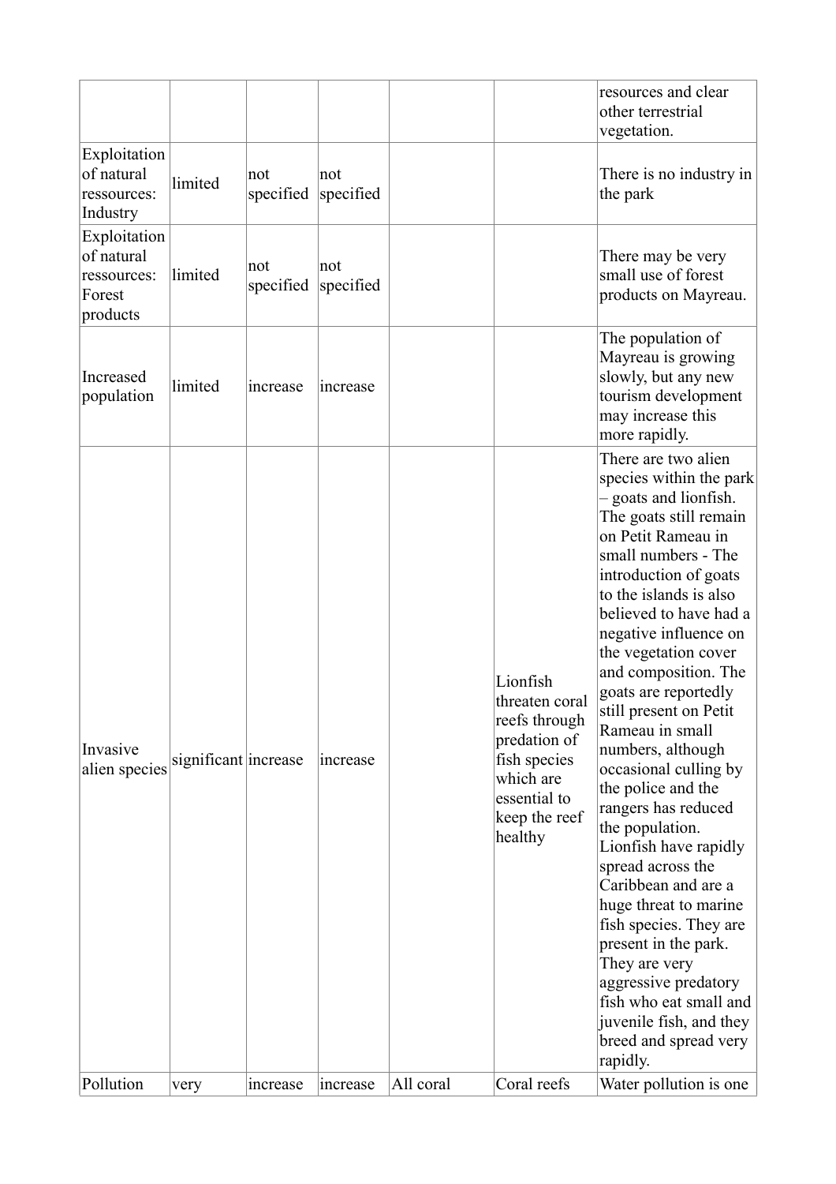| | | | | | | |
|---|---|---|---|---|---|---|
| | | | | | | resources and clear other terrestrial vegetation. |
| Exploitation of natural ressources: Industry | limited | not specified | not specified | | | There is no industry in the park |
| Exploitation of natural ressources: Forest products | limited | not specified | not specified | | | There may be very small use of forest products on Mayreau. |
| Increased population | limited | increase | increase | | | The population of Mayreau is growing slowly, but any new tourism development may increase this more rapidly. |
| Invasive alien species | significant | increase | increase | | Lionfish threaten coral reefs through predation of fish species which are essential to keep the reef healthy | There are two alien species within the park – goats and lionfish. The goats still remain on Petit Rameau in small numbers - The introduction of goats to the islands is also believed to have had a negative influence on the vegetation cover and composition. The goats are reportedly still present on Petit Rameau in small numbers, although occasional culling by the police and the rangers has reduced the population. Lionfish have rapidly spread across the Caribbean and are a huge threat to marine fish species. They are present in the park. They are very aggressive predatory fish who eat small and juvenile fish, and they breed and spread very rapidly. |
| Pollution | very | increase | increase | All coral | Coral reefs | Water pollution is one |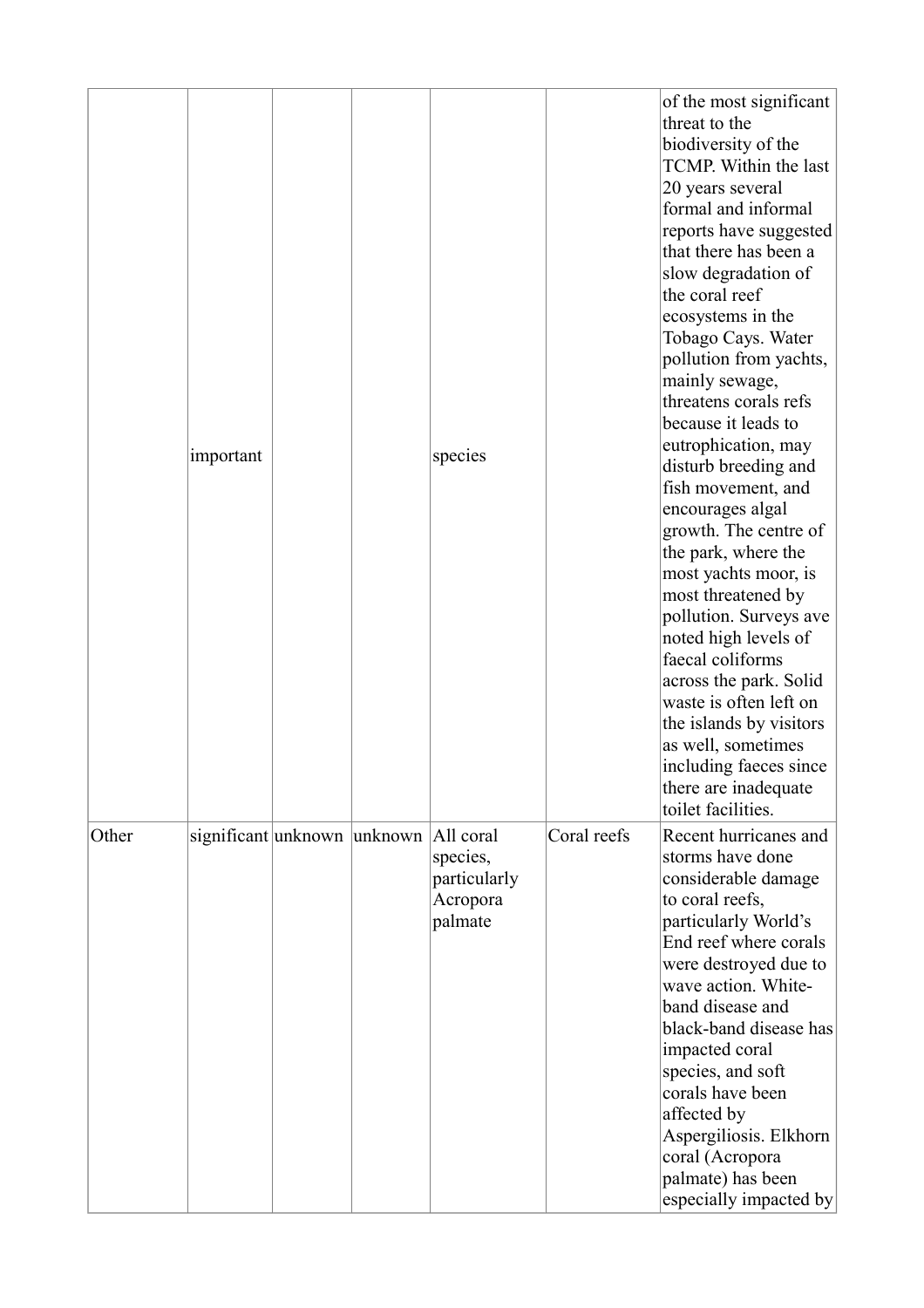| | | | | | | |
|---|---|---|---|---|---|---|
| | important | | | species | | of the most significant threat to the biodiversity of the TCMP. Within the last 20 years several formal and informal reports have suggested that there has been a slow degradation of the coral reef ecosystems in the Tobago Cays. Water pollution from yachts, mainly sewage, threatens corals refs because it leads to eutrophication, may disturb breeding and fish movement, and encourages algal growth. The centre of the park, where the most yachts moor, is most threatened by pollution. Surveys ave noted high levels of faecal coliforms across the park. Solid waste is often left on the islands by visitors as well, sometimes including faeces since there are inadequate toilet facilities. |
| Other | significant | unknown | unknown | All coral species, particularly Acropora palmate | Coral reefs | Recent hurricanes and storms have done considerable damage to coral reefs, particularly World's End reef where corals were destroyed due to wave action. White-band disease and black-band disease has impacted coral species, and soft corals have been affected by Aspergiliosis. Elkhorn coral (Acropora palmate) has been especially impacted by |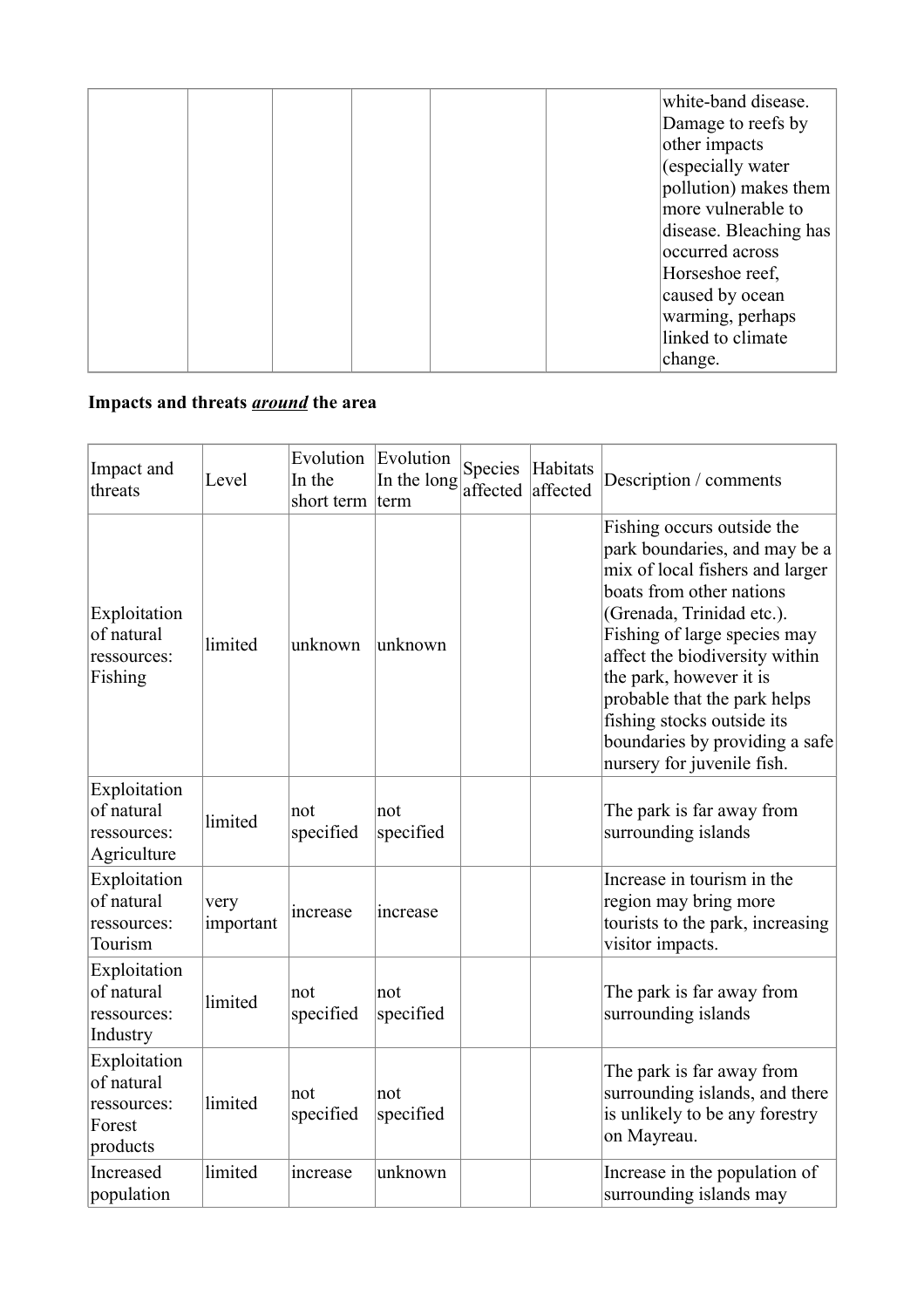|  |  |  |  |  |  | white-band disease. Damage to reefs by other impacts (especially water pollution) makes them more vulnerable to disease. Bleaching has occurred across Horseshoe reef, caused by ocean warming, perhaps linked to climate change. |
|---|---|---|---|---|---|---|

**Impacts and threats _around_ the area**

| Impact and threats | Level | Evolution In the short term | Evolution In the long term | Species affected | Habitats affected | Description / comments |
|---|---|---|---|---|---|---|
| Exploitation of natural ressources: Fishing | limited | unknown | unknown |  |  | Fishing occurs outside the park boundaries, and may be a mix of local fishers and larger boats from other nations (Grenada, Trinidad etc.). Fishing of large species may affect the biodiversity within the park, however it is probable that the park helps fishing stocks outside its boundaries by providing a safe nursery for juvenile fish. |
| Exploitation of natural ressources: Agriculture | limited | not specified | not specified |  |  | The park is far away from surrounding islands |
| Exploitation of natural ressources: Tourism | very important | increase | increase |  |  | Increase in tourism in the region may bring more tourists to the park, increasing visitor impacts. |
| Exploitation of natural ressources: Industry | limited | not specified | not specified |  |  | The park is far away from surrounding islands |
| Exploitation of natural ressources: Forest products | limited | not specified | not specified |  |  | The park is far away from surrounding islands, and there is unlikely to be any forestry on Mayreau. |
| Increased population | limited | increase | unknown |  |  | Increase in the population of surrounding islands may |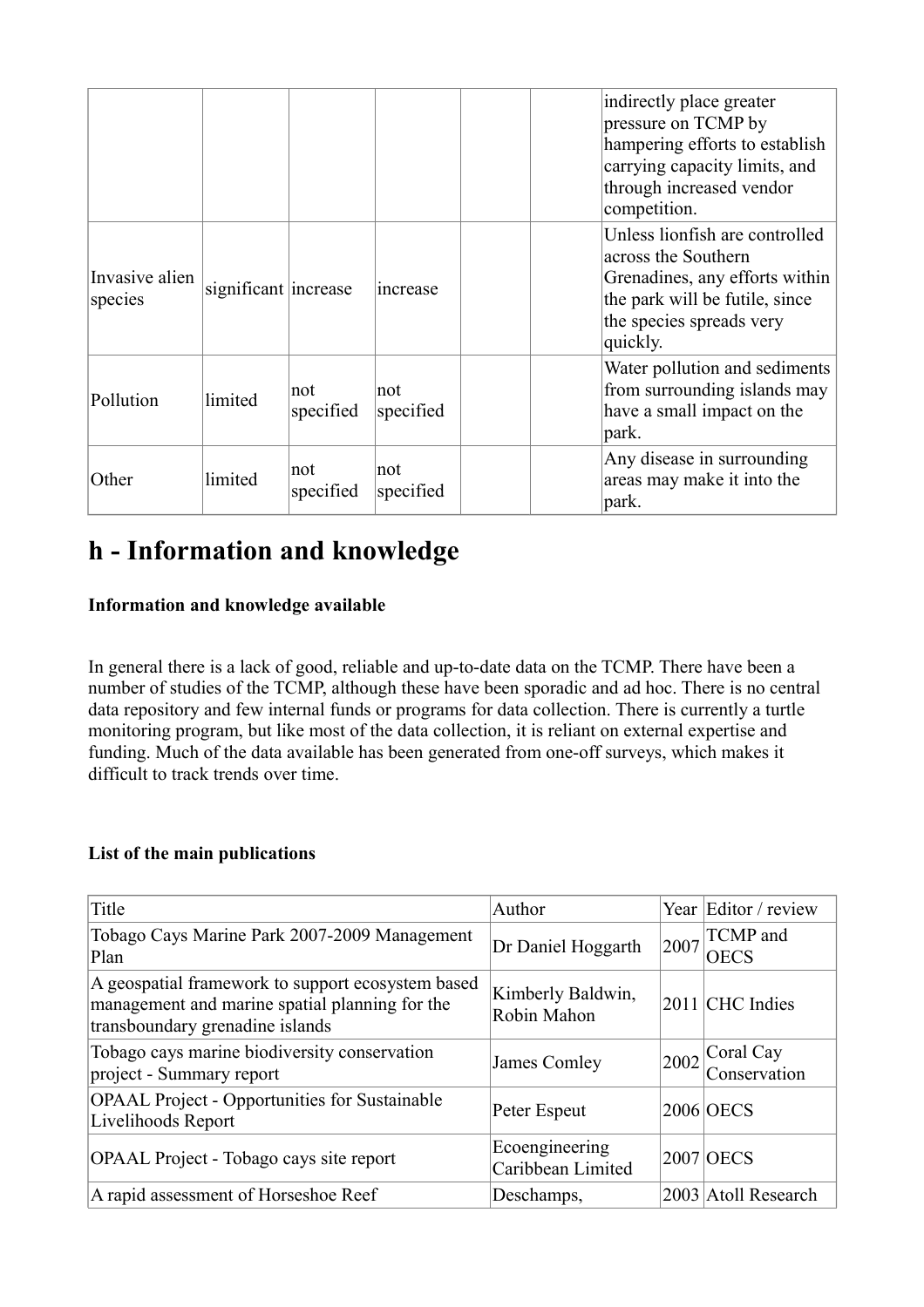|  |  |  |  |  |  | indirectly place greater pressure on TCMP by hampering efforts to establish carrying capacity limits, and through increased vendor competition. |
| --- | --- | --- | --- | --- | --- | --- |
| Invasive alien species | significant | increase | increase |  |  | Unless lionfish are controlled across the Southern Grenadines, any efforts within the park will be futile, since the species spreads very quickly. |
| Pollution | limited | not specified | not specified |  |  | Water pollution and sediments from surrounding islands may have a small impact on the park. |
| Other | limited | not specified | not specified |  |  | Any disease in surrounding areas may make it into the park. |

# h - Information and knowledge

**Information and knowledge available**

In general there is a lack of good, reliable and up-to-date data on the TCMP. There have been a number of studies of the TCMP, although these have been sporadic and ad hoc. There is no central data repository and few internal funds or programs for data collection. There is currently a turtle monitoring program, but like most of the data collection, it is reliant on external expertise and funding. Much of the data available has been generated from one-off surveys, which makes it difficult to track trends over time.

**List of the main publications**

| Title | Author | Year | Editor / review |
| --- | --- | --- | --- |
| Tobago Cays Marine Park 2007-2009 Management Plan | Dr Daniel Hoggarth | 2007 | TCMP and OECS |
| A geospatial framework to support ecosystem based management and marine spatial planning for the transboundary grenadine islands | Kimberly Baldwin, Robin Mahon | 2011 | CHC Indies |
| Tobago cays marine biodiversity conservation project - Summary report | James Comley | 2002 | Coral Cay Conservation |
| OPAAL Project - Opportunities for Sustainable Livelihoods Report | Peter Espeut | 2006 | OECS |
| OPAAL Project - Tobago cays site report | Ecoengineering Caribbean Limited | 2007 | OECS |
| A rapid assessment of Horseshoe Reef | Deschamps, | 2003 | Atoll Research |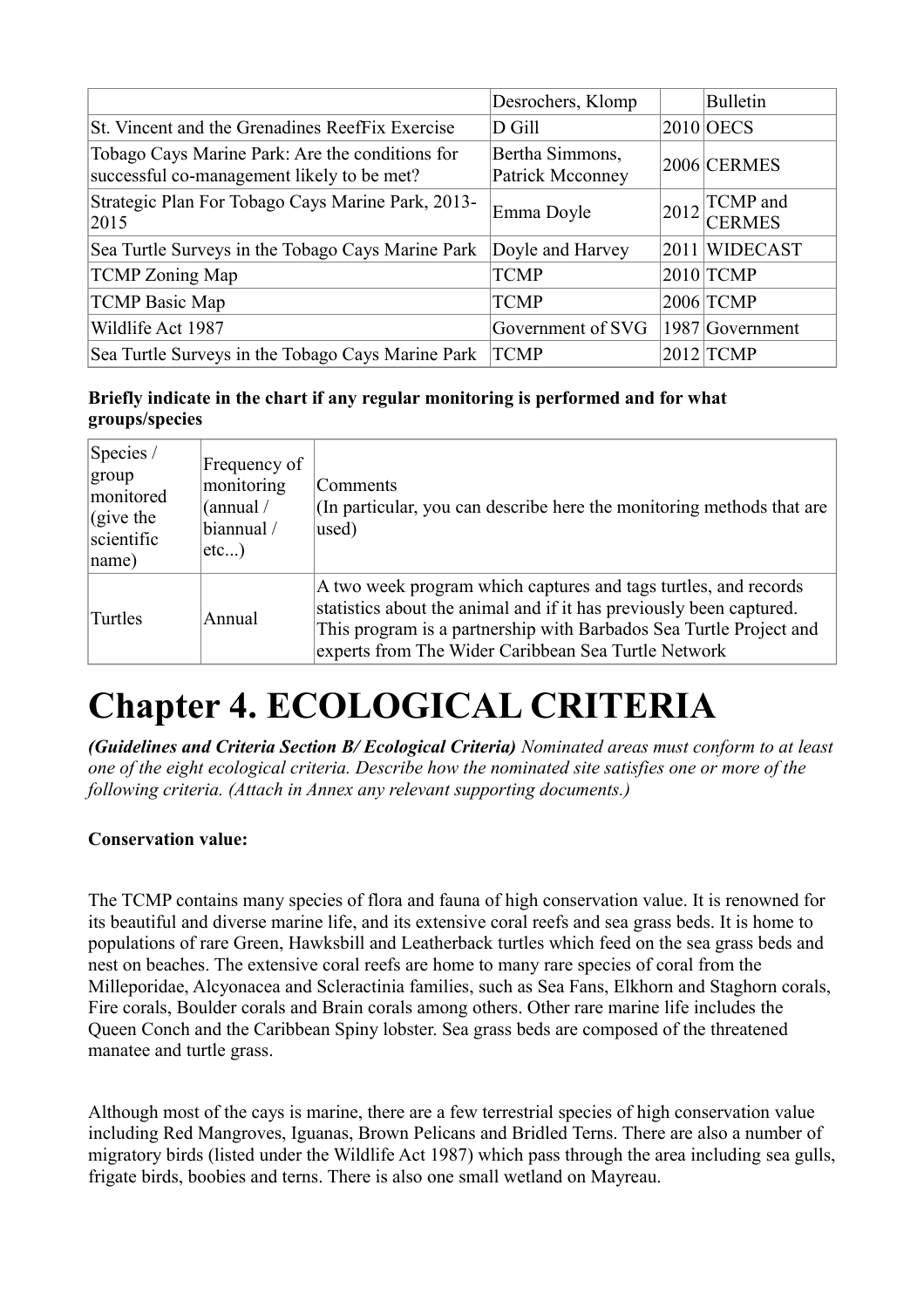| | Desrochers, Klomp | | Bulletin |
|---|---|---|---|
| St. Vincent and the Grenadines ReefFix Exercise | D Gill | 2010 | OECS |
| Tobago Cays Marine Park: Are the conditions for successful co-management likely to be met? | Bertha Simmons, Patrick Mcconney | 2006 | CERMES |
| Strategic Plan For Tobago Cays Marine Park, 2013-2015 | Emma Doyle | 2012 | TCMP and CERMES |
| Sea Turtle Surveys in the Tobago Cays Marine Park | Doyle and Harvey | 2011 | WIDECAST |
| TCMP Zoning Map | TCMP | 2010 | TCMP |
| TCMP Basic Map | TCMP | 2006 | TCMP |
| Wildlife Act 1987 | Government of SVG | 1987 | Government |
| Sea Turtle Surveys in the Tobago Cays Marine Park | TCMP | 2012 | TCMP |

**Briefly indicate in the chart if any regular monitoring is performed and for what groups/species**

| Species / group monitored (give the scientific name) | Frequency of monitoring (annual / biannual / etc...) | Comments (In particular, you can describe here the monitoring methods that are used) |
|---|---|---|
| Turtles | Annual | A two week program which captures and tags turtles, and records statistics about the animal and if it has previously been captured. This program is a partnership with Barbados Sea Turtle Project and experts from The Wider Caribbean Sea Turtle Network |

# Chapter 4. ECOLOGICAL CRITERIA

***(Guidelines and Criteria Section B/ Ecological Criteria)*** *Nominated areas must conform to at least one of the eight ecological criteria. Describe how the nominated site satisfies one or more of the following criteria. (Attach in Annex any relevant supporting documents.)*

**Conservation value:**

The TCMP contains many species of flora and fauna of high conservation value. It is renowned for its beautiful and diverse marine life, and its extensive coral reefs and sea grass beds. It is home to populations of rare Green, Hawksbill and Leatherback turtles which feed on the sea grass beds and nest on beaches. The extensive coral reefs are home to many rare species of coral from the Milleporidae, Alcyonacea and Scleractinia families, such as Sea Fans, Elkhorn and Staghorn corals, Fire corals, Boulder corals and Brain corals among others. Other rare marine life includes the Queen Conch and the Caribbean Spiny lobster. Sea grass beds are composed of the threatened manatee and turtle grass.

Although most of the cays is marine, there are a few terrestrial species of high conservation value including Red Mangroves, Iguanas, Brown Pelicans and Bridled Terns. There are also a number of migratory birds (listed under the Wildlife Act 1987) which pass through the area including sea gulls, frigate birds, boobies and terns. There is also one small wetland on Mayreau.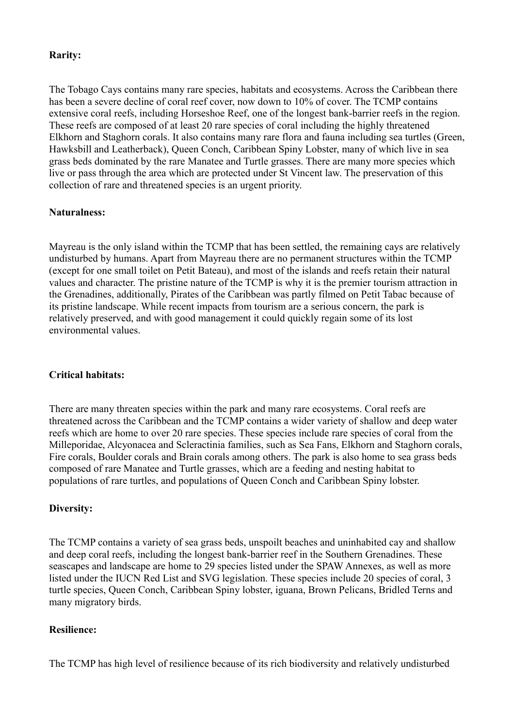**Rarity:**

The Tobago Cays contains many rare species, habitats and ecosystems. Across the Caribbean there has been a severe decline of coral reef cover, now down to 10% of cover. The TCMP contains extensive coral reefs, including Horseshoe Reef, one of the longest bank-barrier reefs in the region. These reefs are composed of at least 20 rare species of coral including the highly threatened Elkhorn and Staghorn corals. It also contains many rare flora and fauna including sea turtles (Green, Hawksbill and Leatherback), Queen Conch, Caribbean Spiny Lobster, many of which live in sea grass beds dominated by the rare Manatee and Turtle grasses. There are many more species which live or pass through the area which are protected under St Vincent law. The preservation of this collection of rare and threatened species is an urgent priority.

**Naturalness:**

Mayreau is the only island within the TCMP that has been settled, the remaining cays are relatively undisturbed by humans. Apart from Mayreau there are no permanent structures within the TCMP (except for one small toilet on Petit Bateau), and most of the islands and reefs retain their natural values and character. The pristine nature of the TCMP is why it is the premier tourism attraction in the Grenadines, additionally, Pirates of the Caribbean was partly filmed on Petit Tabac because of its pristine landscape. While recent impacts from tourism are a serious concern, the park is relatively preserved, and with good management it could quickly regain some of its lost environmental values.

**Critical habitats:**

There are many threaten species within the park and many rare ecosystems. Coral reefs are threatened across the Caribbean and the TCMP contains a wider variety of shallow and deep water reefs which are home to over 20 rare species. These species include rare species of coral from the Milleporidae, Alcyonacea and Scleractinia families, such as Sea Fans, Elkhorn and Staghorn corals, Fire corals, Boulder corals and Brain corals among others. The park is also home to sea grass beds composed of rare Manatee and Turtle grasses, which are a feeding and nesting habitat to populations of rare turtles, and populations of Queen Conch and Caribbean Spiny lobster.

**Diversity:**

The TCMP contains a variety of sea grass beds, unspoilt beaches and uninhabited cay and shallow and deep coral reefs, including the longest bank-barrier reef in the Southern Grenadines. These seascapes and landscape are home to 29 species listed under the SPAW Annexes, as well as more listed under the IUCN Red List and SVG legislation. These species include 20 species of coral, 3 turtle species, Queen Conch, Caribbean Spiny lobster, iguana, Brown Pelicans, Bridled Terns and many migratory birds.

**Resilience:**

The TCMP has high level of resilience because of its rich biodiversity and relatively undisturbed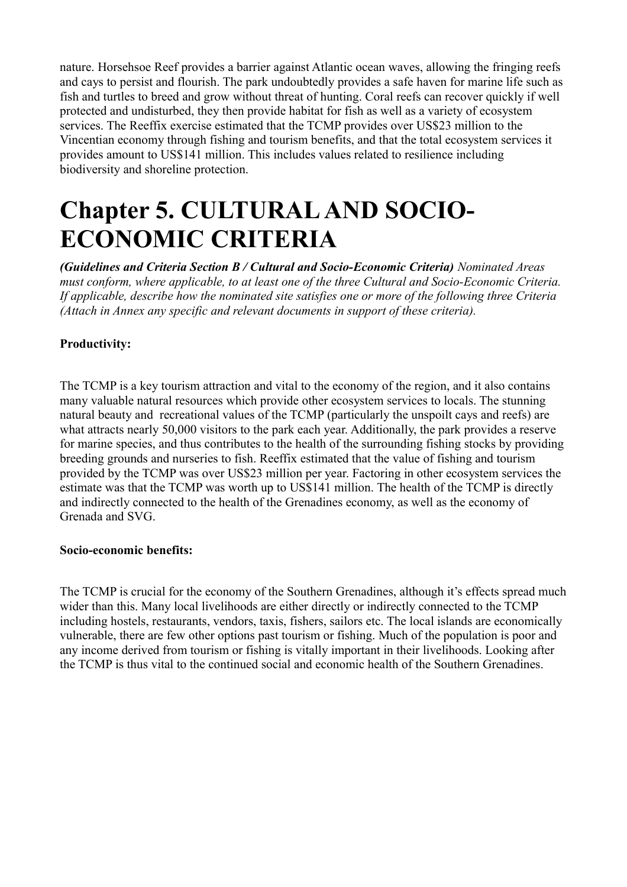nature. Horsehsoe Reef provides a barrier against Atlantic ocean waves, allowing the fringing reefs and cays to persist and flourish. The park undoubtedly provides a safe haven for marine life such as fish and turtles to breed and grow without threat of hunting. Coral reefs can recover quickly if well protected and undisturbed, they then provide habitat for fish as well as a variety of ecosystem services. The Reeffix exercise estimated that the TCMP provides over US$23 million to the Vincentian economy through fishing and tourism benefits, and that the total ecosystem services it provides amount to US$141 million. This includes values related to resilience including biodiversity and shoreline protection.

# Chapter 5. CULTURAL AND SOCIO-ECONOMIC CRITERIA

***(Guidelines and Criteria Section B / Cultural and Socio-Economic Criteria)*** *Nominated Areas must conform, where applicable, to at least one of the three Cultural and Socio-Economic Criteria. If applicable, describe how the nominated site satisfies one or more of the following three Criteria (Attach in Annex any specific and relevant documents in support of these criteria).*

**Productivity:**

The TCMP is a key tourism attraction and vital to the economy of the region, and it also contains many valuable natural resources which provide other ecosystem services to locals. The stunning natural beauty and recreational values of the TCMP (particularly the unspoilt cays and reefs) are what attracts nearly 50,000 visitors to the park each year. Additionally, the park provides a reserve for marine species, and thus contributes to the health of the surrounding fishing stocks by providing breeding grounds and nurseries to fish. Reeffix estimated that the value of fishing and tourism provided by the TCMP was over US$23 million per year. Factoring in other ecosystem services the estimate was that the TCMP was worth up to US$141 million. The health of the TCMP is directly and indirectly connected to the health of the Grenadines economy, as well as the economy of Grenada and SVG.

**Socio-economic benefits:**

The TCMP is crucial for the economy of the Southern Grenadines, although it's effects spread much wider than this. Many local livelihoods are either directly or indirectly connected to the TCMP including hostels, restaurants, vendors, taxis, fishers, sailors etc. The local islands are economically vulnerable, there are few other options past tourism or fishing. Much of the population is poor and any income derived from tourism or fishing is vitally important in their livelihoods. Looking after the TCMP is thus vital to the continued social and economic health of the Southern Grenadines.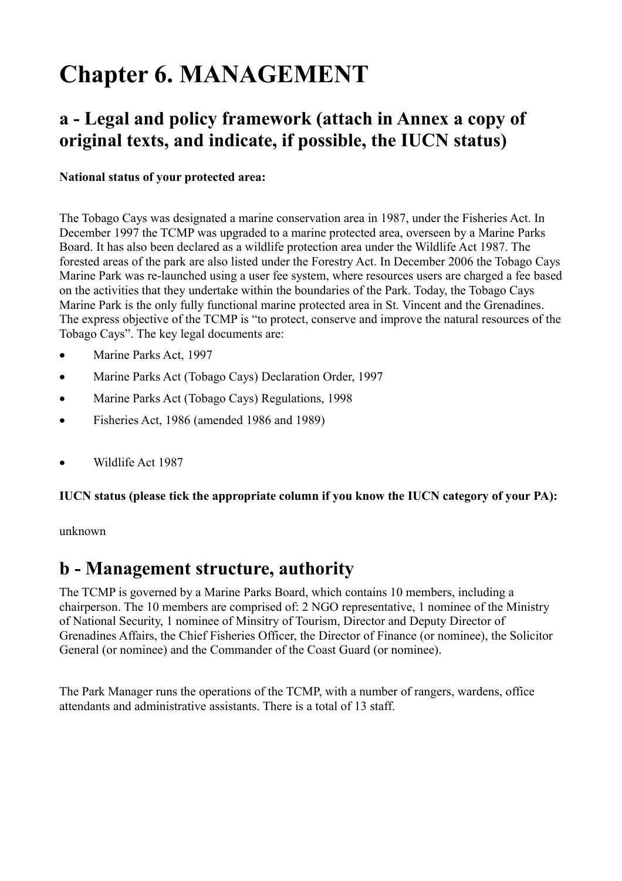# Chapter 6. MANAGEMENT

## a - Legal and policy framework (attach in Annex a copy of original texts, and indicate, if possible, the IUCN status)

**National status of your protected area:**

The Tobago Cays was designated a marine conservation area in 1987, under the Fisheries Act. In December 1997 the TCMP was upgraded to a marine protected area, overseen by a Marine Parks Board. It has also been declared as a wildlife protection area under the Wildlife Act 1987. The forested areas of the park are also listed under the Forestry Act. In December 2006 the Tobago Cays Marine Park was re-launched using a user fee system, where resources users are charged a fee based on the activities that they undertake within the boundaries of the Park. Today, the Tobago Cays Marine Park is the only fully functional marine protected area in St. Vincent and the Grenadines. The express objective of the TCMP is "to protect, conserve and improve the natural resources of the Tobago Cays". The key legal documents are:

- Marine Parks Act, 1997
- Marine Parks Act (Tobago Cays) Declaration Order, 1997
- Marine Parks Act (Tobago Cays) Regulations, 1998
- Fisheries Act, 1986 (amended 1986 and 1989)
- Wildlife Act 1987

**IUCN status (please tick the appropriate column if you know the IUCN category of your PA):**

unknown

## b - Management structure, authority

The TCMP is governed by a Marine Parks Board, which contains 10 members, including a chairperson. The 10 members are comprised of: 2 NGO representative, 1 nominee of the Ministry of National Security, 1 nominee of Minsitry of Tourism, Director and Deputy Director of Grenadines Affairs, the Chief Fisheries Officer, the Director of Finance (or nominee), the Solicitor General (or nominee) and the Commander of the Coast Guard (or nominee).

The Park Manager runs the operations of the TCMP, with a number of rangers, wardens, office attendants and administrative assistants. There is a total of 13 staff.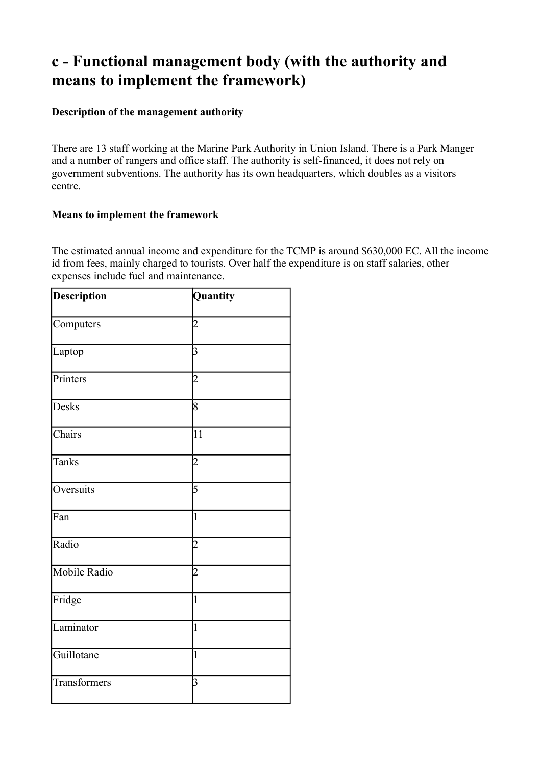## c - Functional management body (with the authority and means to implement the framework)

**Description of the management authority**

There are 13 staff working at the Marine Park Authority in Union Island. There is a Park Manger and a number of rangers and office staff. The authority is self-financed, it does not rely on government subventions. The authority has its own headquarters, which doubles as a visitors centre.

**Means to implement the framework**

The estimated annual income and expenditure for the TCMP is around $630,000 EC. All the income id from fees, mainly charged to tourists. Over half the expenditure is on staff salaries, other expenses include fuel and maintenance.

| Description | Quantity |
| --- | --- |
| Computers | 2 |
| Laptop | 3 |
| Printers | 2 |
| Desks | 8 |
| Chairs | 11 |
| Tanks | 2 |
| Oversuits | 5 |
| Fan | 1 |
| Radio | 2 |
| Mobile Radio | 2 |
| Fridge | 1 |
| Laminator | 1 |
| Guillotane | 1 |
| Transformers | 3 |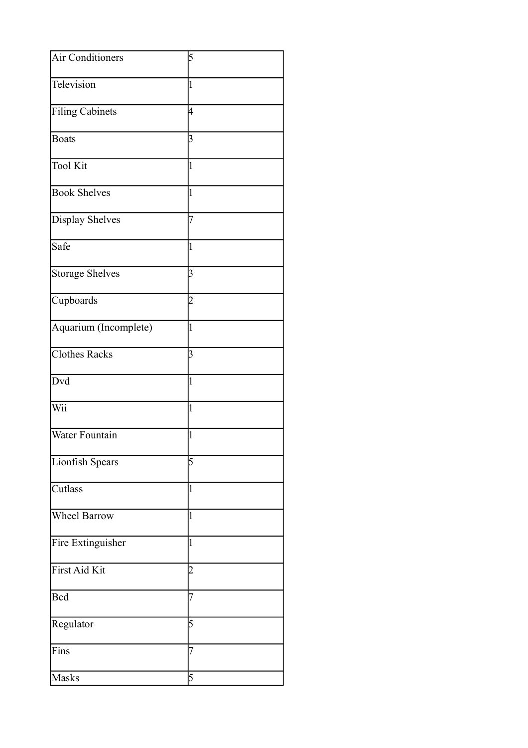| Air Conditioners | 5 |
|---|---|
| Television | 1 |
| Filing Cabinets | 4 |
| Boats | 3 |
| Tool Kit | 1 |
| Book Shelves | 1 |
| Display Shelves | 7 |
| Safe | 1 |
| Storage Shelves | 3 |
| Cupboards | 2 |
| Aquarium (Incomplete) | 1 |
| Clothes Racks | 3 |
| Dvd | 1 |
| Wii | 1 |
| Water Fountain | 1 |
| Lionfish Spears | 5 |
| Cutlass | 1 |
| Wheel Barrow | 1 |
| Fire Extinguisher | 1 |
| First Aid Kit | 2 |
| Bcd | 7 |
| Regulator | 5 |
| Fins | 7 |
| Masks | 5 |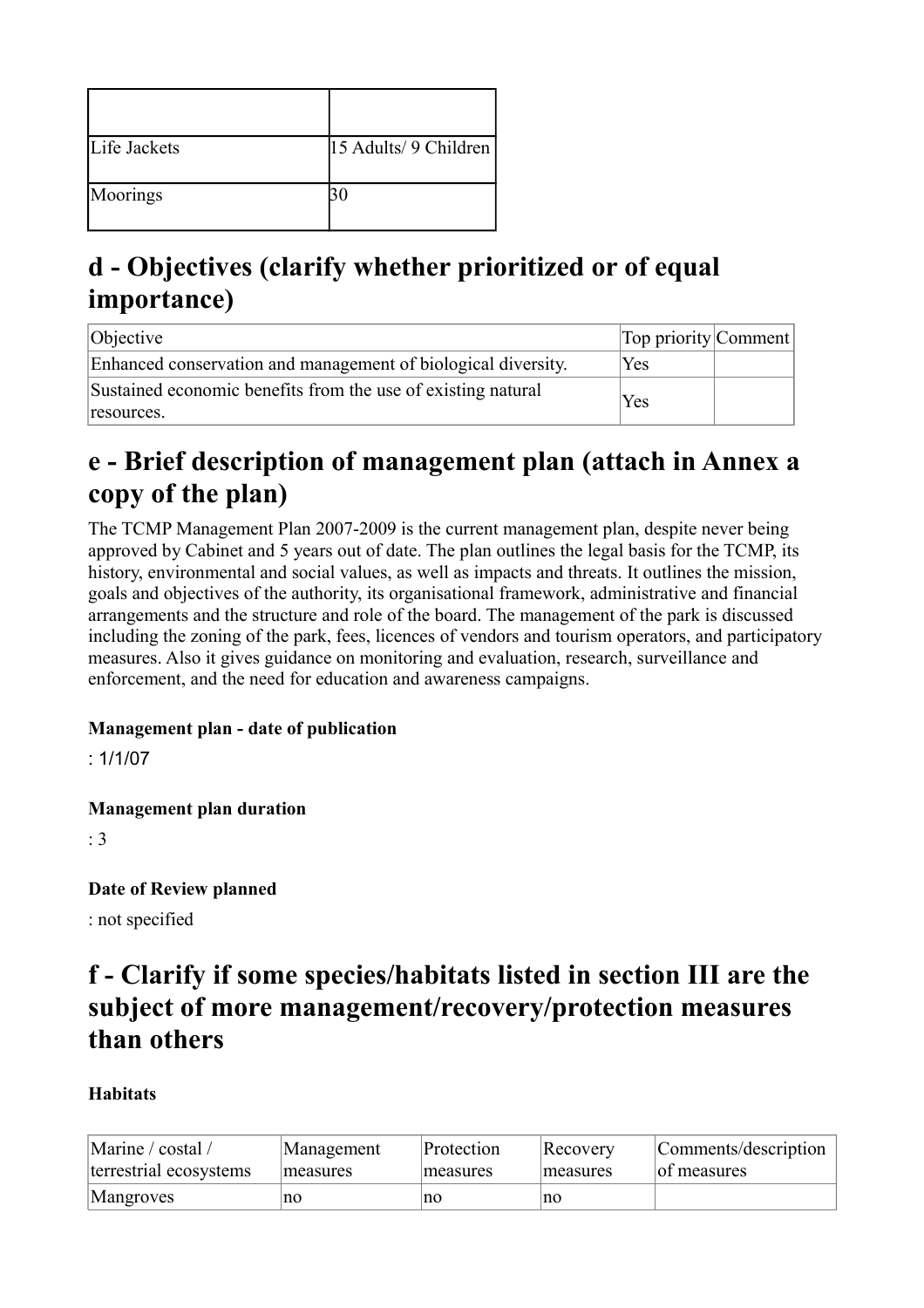| | |
|---|---|
| Life Jackets | 15 Adults/ 9 Children |
| Moorings | 30 |

## d - Objectives (clarify whether prioritized or of equal importance)

| Objective | Top priority | Comment |
|---|---|---|
| Enhanced conservation and management of biological diversity. | Yes | |
| Sustained economic benefits from the use of existing natural resources. | Yes | |

## e - Brief description of management plan (attach in Annex a copy of the plan)

The TCMP Management Plan 2007-2009 is the current management plan, despite never being approved by Cabinet and 5 years out of date. The plan outlines the legal basis for the TCMP, its history, environmental and social values, as well as impacts and threats. It outlines the mission, goals and objectives of the authority, its organisational framework, administrative and financial arrangements and the structure and role of the board. The management of the park is discussed including the zoning of the park, fees, licences of vendors and tourism operators, and participatory measures. Also it gives guidance on monitoring and evaluation, research, surveillance and enforcement, and the need for education and awareness campaigns.

**Management plan - date of publication**

: 1/1/07

**Management plan duration**

: 3

**Date of Review planned**

: not specified

## f - Clarify if some species/habitats listed in section III are the subject of more management/recovery/protection measures than others

**Habitats**

| Marine / costal / terrestrial ecosystems | Management measures | Protection measures | Recovery measures | Comments/description of measures |
|---|---|---|---|---|
| Mangroves | no | no | no | |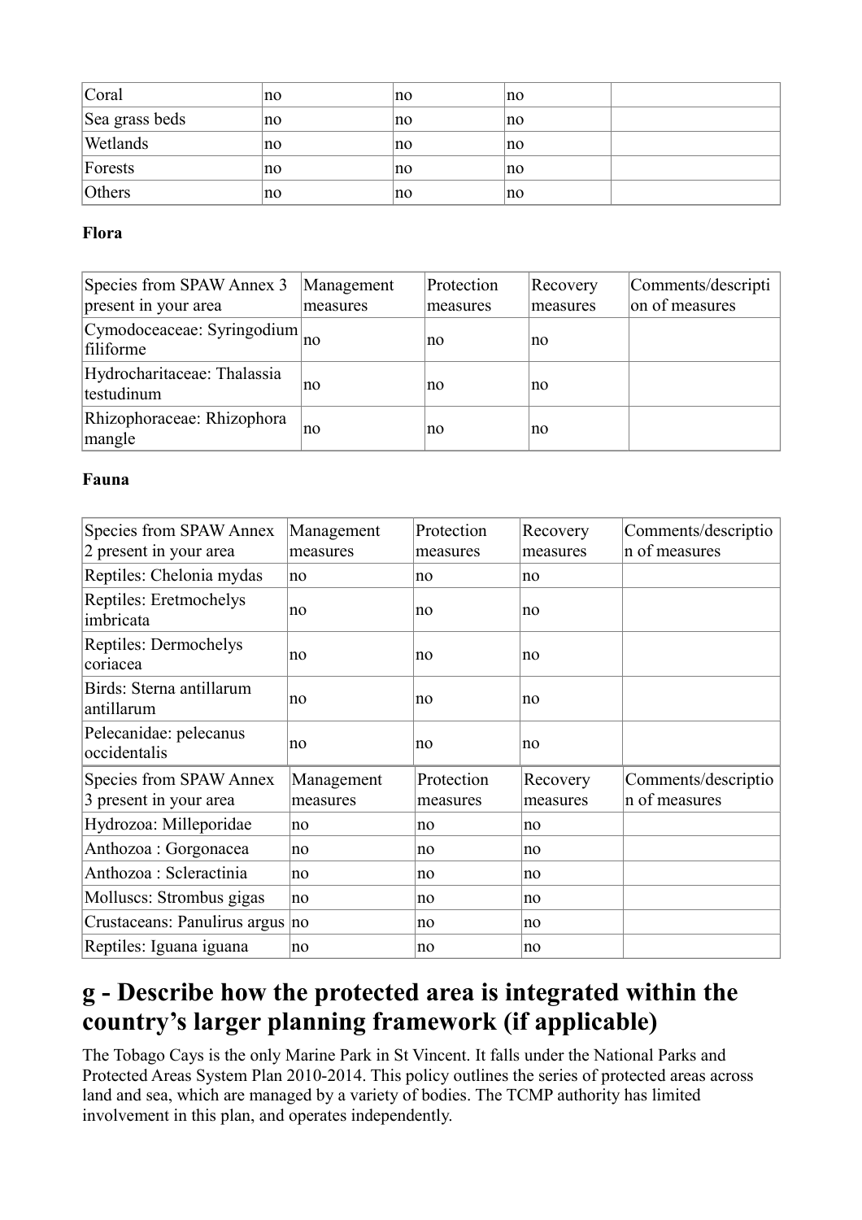| Coral | no | no | no | |
|---|---|---|---|---|
| Sea grass beds | no | no | no | |
| Wetlands | no | no | no | |
| Forests | no | no | no | |
| Others | no | no | no | |

**Flora**

| Species from SPAW Annex 3 present in your area | Management measures | Protection measures | Recovery measures | Comments/description of measures |
|---|---|---|---|---|
| Cymodoceaceae: Syringodium filiforme | no | no | no | |
| Hydrocharitaceae: Thalassia testudinum | no | no | no | |
| Rhizophoraceae: Rhizophora mangle | no | no | no | |

**Fauna**

| Species from SPAW Annex 2 present in your area | Management measures | Protection measures | Recovery measures | Comments/description of measures |
|---|---|---|---|---|
| Reptiles: Chelonia mydas | no | no | no | |
| Reptiles: Eretmochelys imbricata | no | no | no | |
| Reptiles: Dermochelys coriacea | no | no | no | |
| Birds: Sterna antillarum antillarum | no | no | no | |
| Pelecanidae: pelecanus occidentalis | no | no | no | |

| Species from SPAW Annex 3 present in your area | Management measures | Protection measures | Recovery measures | Comments/description of measures |
|---|---|---|---|---|
| Hydrozoa: Milleporidae | no | no | no | |
| Anthozoa : Gorgonacea | no | no | no | |
| Anthozoa : Scleractinia | no | no | no | |
| Molluscs: Strombus gigas | no | no | no | |
| Crustaceans: Panulirus argus | no | no | no | |
| Reptiles: Iguana iguana | no | no | no | |

# g - Describe how the protected area is integrated within the country's larger planning framework (if applicable)

The Tobago Cays is the only Marine Park in St Vincent. It falls under the National Parks and Protected Areas System Plan 2010-2014. This policy outlines the series of protected areas across land and sea, which are managed by a variety of bodies. The TCMP authority has limited involvement in this plan, and operates independently.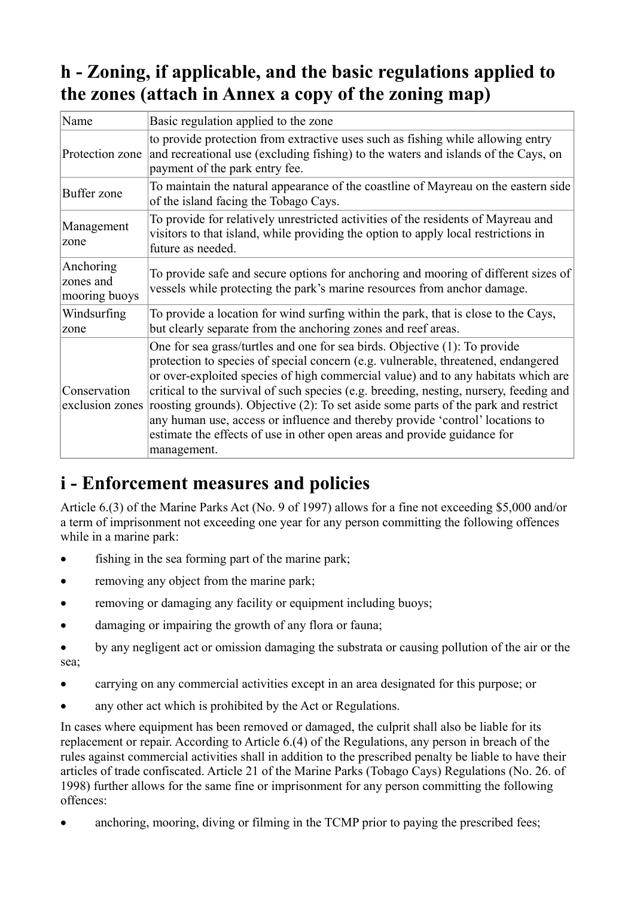## h - Zoning, if applicable, and the basic regulations applied to the zones (attach in Annex a copy of the zoning map)

| Name | Basic regulation applied to the zone |
|---|---|
| Protection zone | to provide protection from extractive uses such as fishing while allowing entry and recreational use (excluding fishing) to the waters and islands of the Cays, on payment of the park entry fee. |
| Buffer zone | To maintain the natural appearance of the coastline of Mayreau on the eastern side of the island facing the Tobago Cays. |
| Management zone | To provide for relatively unrestricted activities of the residents of Mayreau and visitors to that island, while providing the option to apply local restrictions in future as needed. |
| Anchoring zones and mooring buoys | To provide safe and secure options for anchoring and mooring of different sizes of vessels while protecting the park's marine resources from anchor damage. |
| Windsurfing zone | To provide a location for wind surfing within the park, that is close to the Cays, but clearly separate from the anchoring zones and reef areas. |
| Conservation exclusion zones | One for sea grass/turtles and one for sea birds. Objective (1): To provide protection to species of special concern (e.g. vulnerable, threatened, endangered or over-exploited species of high commercial value) and to any habitats which are critical to the survival of such species (e.g. breeding, nesting, nursery, feeding and roosting grounds). Objective (2): To set aside some parts of the park and restrict any human use, access or influence and thereby provide 'control' locations to estimate the effects of use in other open areas and provide guidance for management. |

## i - Enforcement measures and policies

Article 6.(3) of the Marine Parks Act (No. 9 of 1997) allows for a fine not exceeding $5,000 and/or a term of imprisonment not exceeding one year for any person committing the following offences while in a marine park:

- fishing in the sea forming part of the marine park;
- removing any object from the marine park;
- removing or damaging any facility or equipment including buoys;
- damaging or impairing the growth of any flora or fauna;
- by any negligent act or omission damaging the substrata or causing pollution of the air or the sea;
- carrying on any commercial activities except in an area designated for this purpose; or
- any other act which is prohibited by the Act or Regulations.

In cases where equipment has been removed or damaged, the culprit shall also be liable for its replacement or repair. According to Article 6.(4) of the Regulations, any person in breach of the rules against commercial activities shall in addition to the prescribed penalty be liable to have their articles of trade confiscated. Article 21 of the Marine Parks (Tobago Cays) Regulations (No. 26. of 1998) further allows for the same fine or imprisonment for any person committing the following offences:

- anchoring, mooring, diving or filming in the TCMP prior to paying the prescribed fees;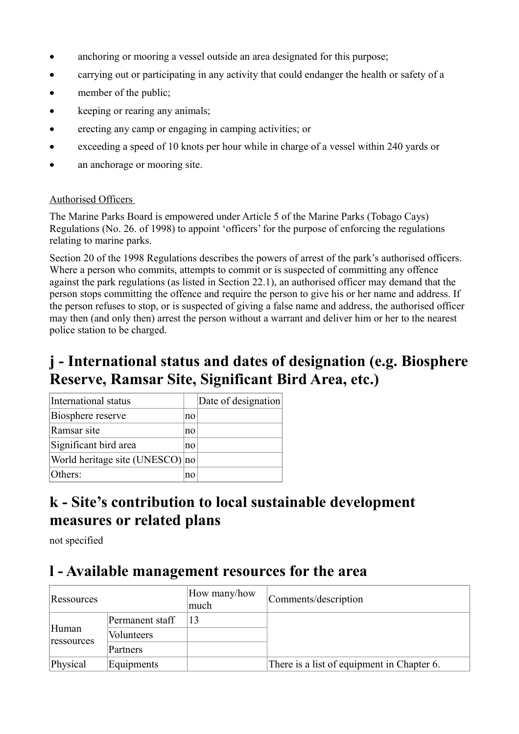- anchoring or mooring a vessel outside an area designated for this purpose;
- carrying out or participating in any activity that could endanger the health or safety of a
- member of the public;
- keeping or rearing any animals;
- erecting any camp or engaging in camping activities; or
- exceeding a speed of 10 knots per hour while in charge of a vessel within 240 yards or
- an anchorage or mooring site.

Authorised Officers

The Marine Parks Board is empowered under Article 5 of the Marine Parks (Tobago Cays) Regulations (No. 26. of 1998) to appoint 'officers' for the purpose of enforcing the regulations relating to marine parks.

Section 20 of the 1998 Regulations describes the powers of arrest of the park's authorised officers. Where a person who commits, attempts to commit or is suspected of committing any offence against the park regulations (as listed in Section 22.1), an authorised officer may demand that the person stops committing the offence and require the person to give his or her name and address. If the person refuses to stop, or is suspected of giving a false name and address, the authorised officer may then (and only then) arrest the person without a warrant and deliver him or her to the nearest police station to be charged.

## j - International status and dates of designation (e.g. Biosphere Reserve, Ramsar Site, Significant Bird Area, etc.)

| International status | | Date of designation |
|---|---|---|
| Biosphere reserve | no | |
| Ramsar site | no | |
| Significant bird area | no | |
| World heritage site (UNESCO) | no | |
| Others: | no | |

## k - Site's contribution to local sustainable development measures or related plans

not specified

## l - Available management resources for the area

| Ressources | | How many/how much | Comments/description |
|---|---|---|---|
| Human ressources | Permanent staff | 13 | |
| | Volunteers | | |
| | Partners | | |
| Physical | Equipments | | There is a list of equipment in Chapter 6. |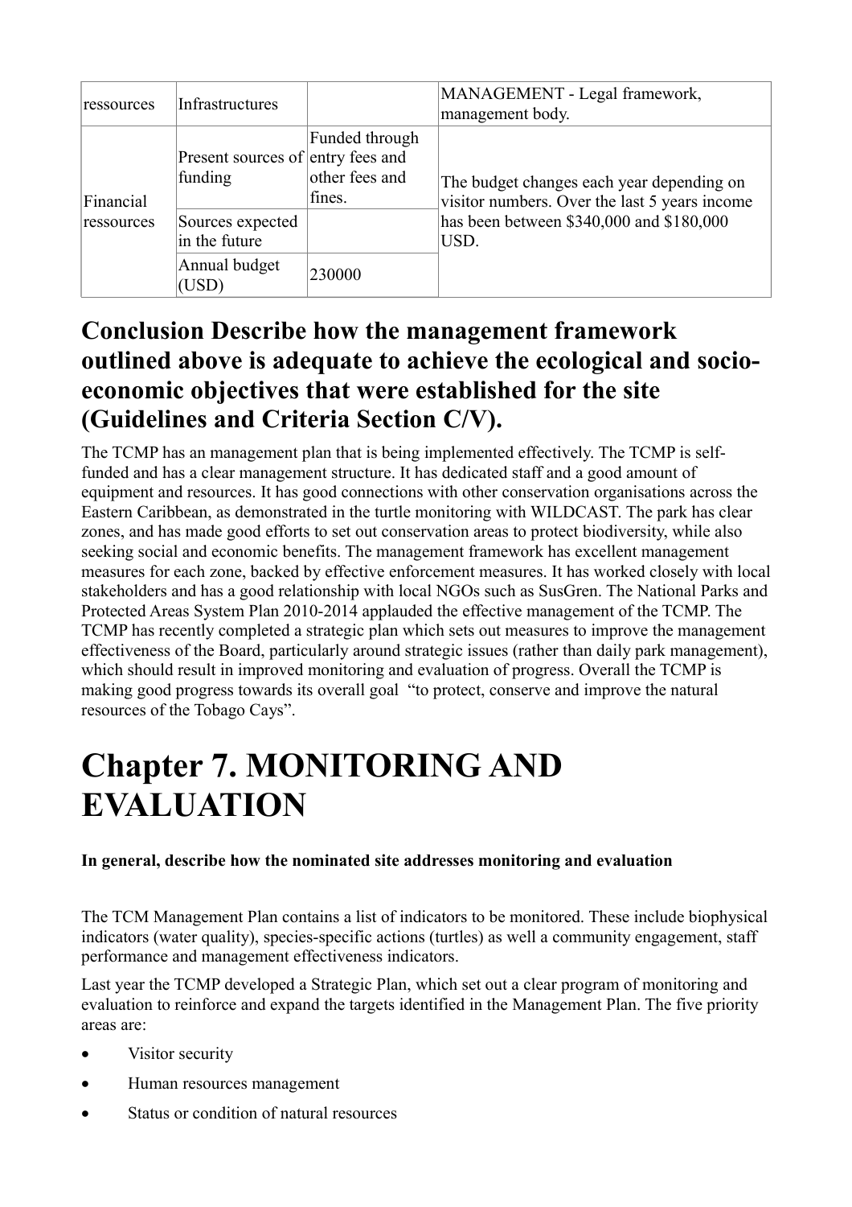| ressources | Infrastructures | | MANAGEMENT - Legal framework, management body. |
|---|---|---|---|
| Financial ressources | Present sources of funding | Funded through entry fees and other fees and fines. | The budget changes each year depending on visitor numbers. Over the last 5 years income has been between \$340,000 and \$180,000 USD. |
| | Sources expected in the future | | |
| | Annual budget (USD) | 230000 | |

## Conclusion Describe how the management framework outlined above is adequate to achieve the ecological and socio-economic objectives that were established for the site (Guidelines and Criteria Section C/V).

The TCMP has an management plan that is being implemented effectively. The TCMP is self-funded and has a clear management structure. It has dedicated staff and a good amount of equipment and resources. It has good connections with other conservation organisations across the Eastern Caribbean, as demonstrated in the turtle monitoring with WILDCAST. The park has clear zones, and has made good efforts to set out conservation areas to protect biodiversity, while also seeking social and economic benefits. The management framework has excellent management measures for each zone, backed by effective enforcement measures. It has worked closely with local stakeholders and has a good relationship with local NGOs such as SusGren. The National Parks and Protected Areas System Plan 2010-2014 applauded the effective management of the TCMP. The TCMP has recently completed a strategic plan which sets out measures to improve the management effectiveness of the Board, particularly around strategic issues (rather than daily park management), which should result in improved monitoring and evaluation of progress. Overall the TCMP is making good progress towards its overall goal "to protect, conserve and improve the natural resources of the Tobago Cays".

# Chapter 7. MONITORING AND EVALUATION

**In general, describe how the nominated site addresses monitoring and evaluation**

The TCM Management Plan contains a list of indicators to be monitored. These include biophysical indicators (water quality), species-specific actions (turtles) as well a community engagement, staff performance and management effectiveness indicators.

Last year the TCMP developed a Strategic Plan, which set out a clear program of monitoring and evaluation to reinforce and expand the targets identified in the Management Plan. The five priority areas are:

- Visitor security
- Human resources management
- Status or condition of natural resources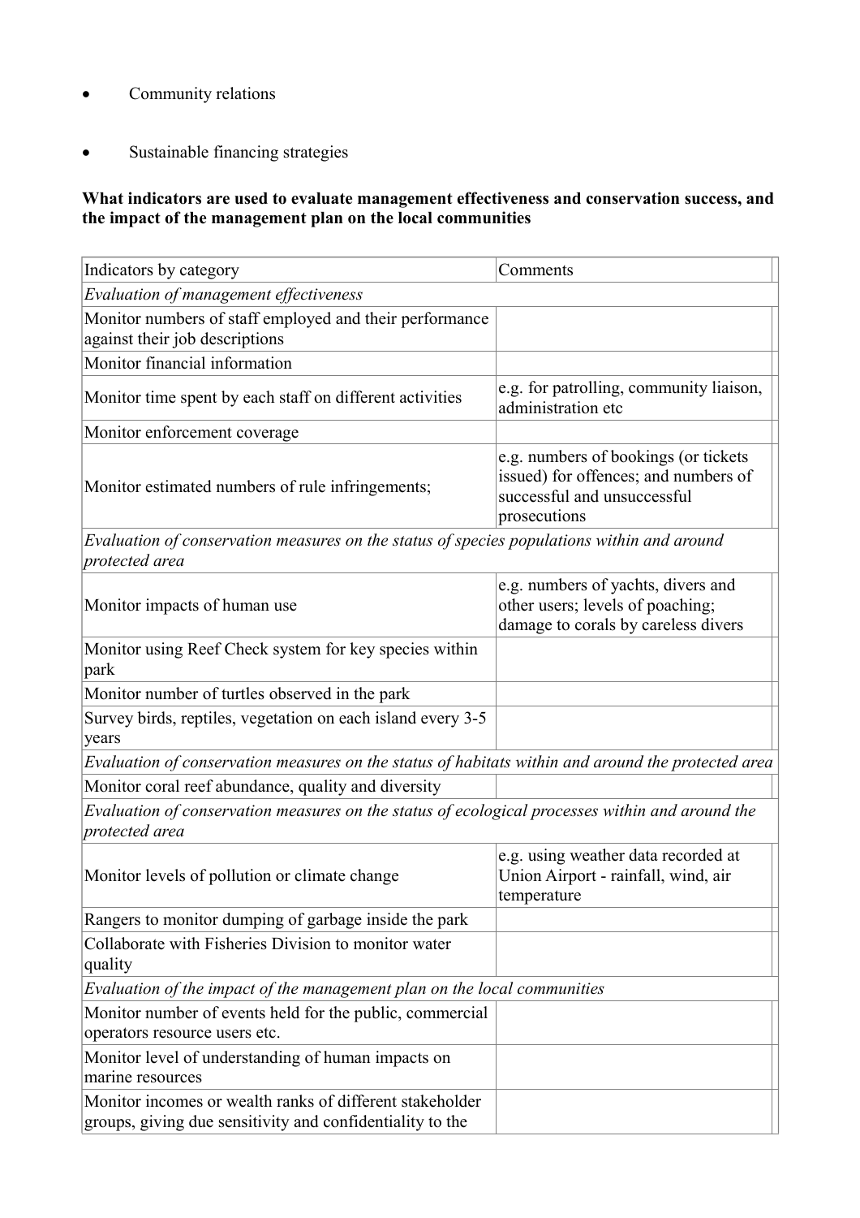- Community relations
- Sustainable financing strategies

**What indicators are used to evaluate management effectiveness and conservation success, and the impact of the management plan on the local communities**

| Indicators by category | Comments |
|---|---|
| *Evaluation of management effectiveness* | |
| Monitor numbers of staff employed and their performance against their job descriptions | |
| Monitor financial information | |
| Monitor time spent by each staff on different activities | e.g. for patrolling, community liaison, administration etc |
| Monitor enforcement coverage | |
| Monitor estimated numbers of rule infringements; | e.g. numbers of bookings (or tickets issued) for offences; and numbers of successful and unsuccessful prosecutions |
| *Evaluation of conservation measures on the status of species populations within and around protected area* | |
| Monitor impacts of human use | e.g. numbers of yachts, divers and other users; levels of poaching; damage to corals by careless divers |
| Monitor using Reef Check system for key species within park | |
| Monitor number of turtles observed in the park | |
| Survey birds, reptiles, vegetation on each island every 3-5 years | |
| *Evaluation of conservation measures on the status of habitats within and around the protected area* | |
| Monitor coral reef abundance, quality and diversity | |
| *Evaluation of conservation measures on the status of ecological processes within and around the protected area* | |
| Monitor levels of pollution or climate change | e.g. using weather data recorded at Union Airport - rainfall, wind, air temperature |
| Rangers to monitor dumping of garbage inside the park | |
| Collaborate with Fisheries Division to monitor water quality | |
| *Evaluation of the impact of the management plan on the local communities* | |
| Monitor number of events held for the public, commercial operators resource users etc. | |
| Monitor level of understanding of human impacts on marine resources | |
| Monitor incomes or wealth ranks of different stakeholder groups, giving due sensitivity and confidentiality to the | |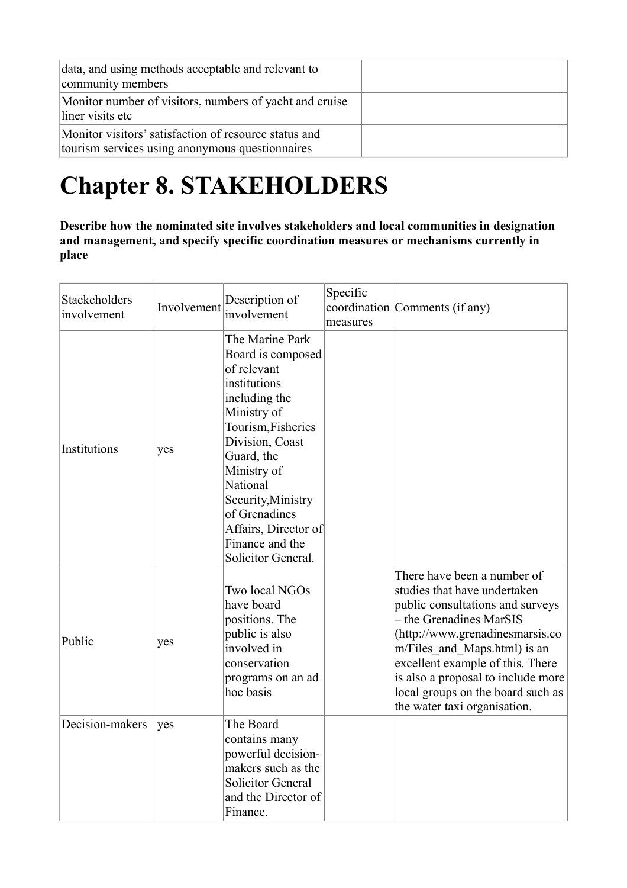| data, and using methods acceptable and relevant to community members | |
|---|---|
| Monitor number of visitors, numbers of yacht and cruise liner visits etc | |
| Monitor visitors' satisfaction of resource status and tourism services using anonymous questionnaires | |

# Chapter 8. STAKEHOLDERS

**Describe how the nominated site involves stakeholders and local communities in designation and management, and specify specific coordination measures or mechanisms currently in place**

| Stackeholders involvement | Involvement | Description of involvement | Specific coordination measures | Comments (if any) |
|---|---|---|---|---|
| Institutions | yes | The Marine Park Board is composed of relevant institutions including the Ministry of Tourism,Fisheries Division, Coast Guard, the Ministry of National Security,Ministry of Grenadines Affairs, Director of Finance and the Solicitor General. | | |
| Public | yes | Two local NGOs have board positions. The public is also involved in conservation programs on an ad hoc basis | | There have been a number of studies that have undertaken public consultations and surveys – the Grenadines MarSIS (http://www.grenadinesmarsis.com/Files_and_Maps.html) is an excellent example of this. There is also a proposal to include more local groups on the board such as the water taxi organisation. |
| Decision-makers | yes | The Board contains many powerful decision-makers such as the Solicitor General and the Director of Finance. | | |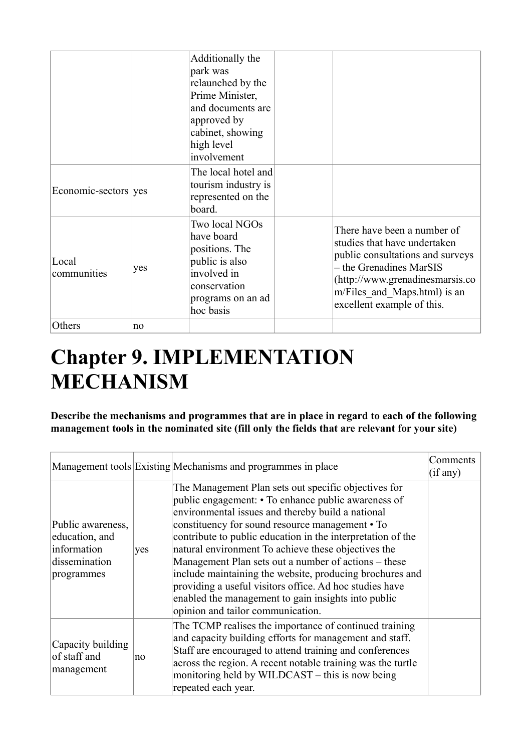| | | | | |
|---|---|---|---|---|
| | | Additionally the park was relaunched by the Prime Minister, and documents are approved by cabinet, showing high level involvement | | |
| Economic-sectors | yes | The local hotel and tourism industry is represented on the board. | | |
| Local communities | yes | Two local NGOs have board positions. The public is also involved in conservation programs on an ad hoc basis | | There have been a number of studies that have undertaken public consultations and surveys – the Grenadines MarSIS (http://www.grenadinesmarsis.com/Files_and_Maps.html) is an excellent example of this. |
| Others | no | | | |

# Chapter 9. IMPLEMENTATION MECHANISM

**Describe the mechanisms and programmes that are in place in regard to each of the following management tools in the nominated site (fill only the fields that are relevant for your site)**

| Management tools | Existing | Mechanisms and programmes in place | Comments (if any) |
|---|---|---|---|
| Public awareness, education, and information dissemination programmes | yes | The Management Plan sets out specific objectives for public engagement: • To enhance public awareness of environmental issues and thereby build a national constituency for sound resource management • To contribute to public education in the interpretation of the natural environment To achieve these objectives the Management Plan sets out a number of actions – these include maintaining the website, producing brochures and providing a useful visitors office. Ad hoc studies have enabled the management to gain insights into public opinion and tailor communication. | |
| Capacity building of staff and management | no | The TCMP realises the importance of continued training and capacity building efforts for management and staff. Staff are encouraged to attend training and conferences across the region. A recent notable training was the turtle monitoring held by WILDCAST – this is now being repeated each year. | |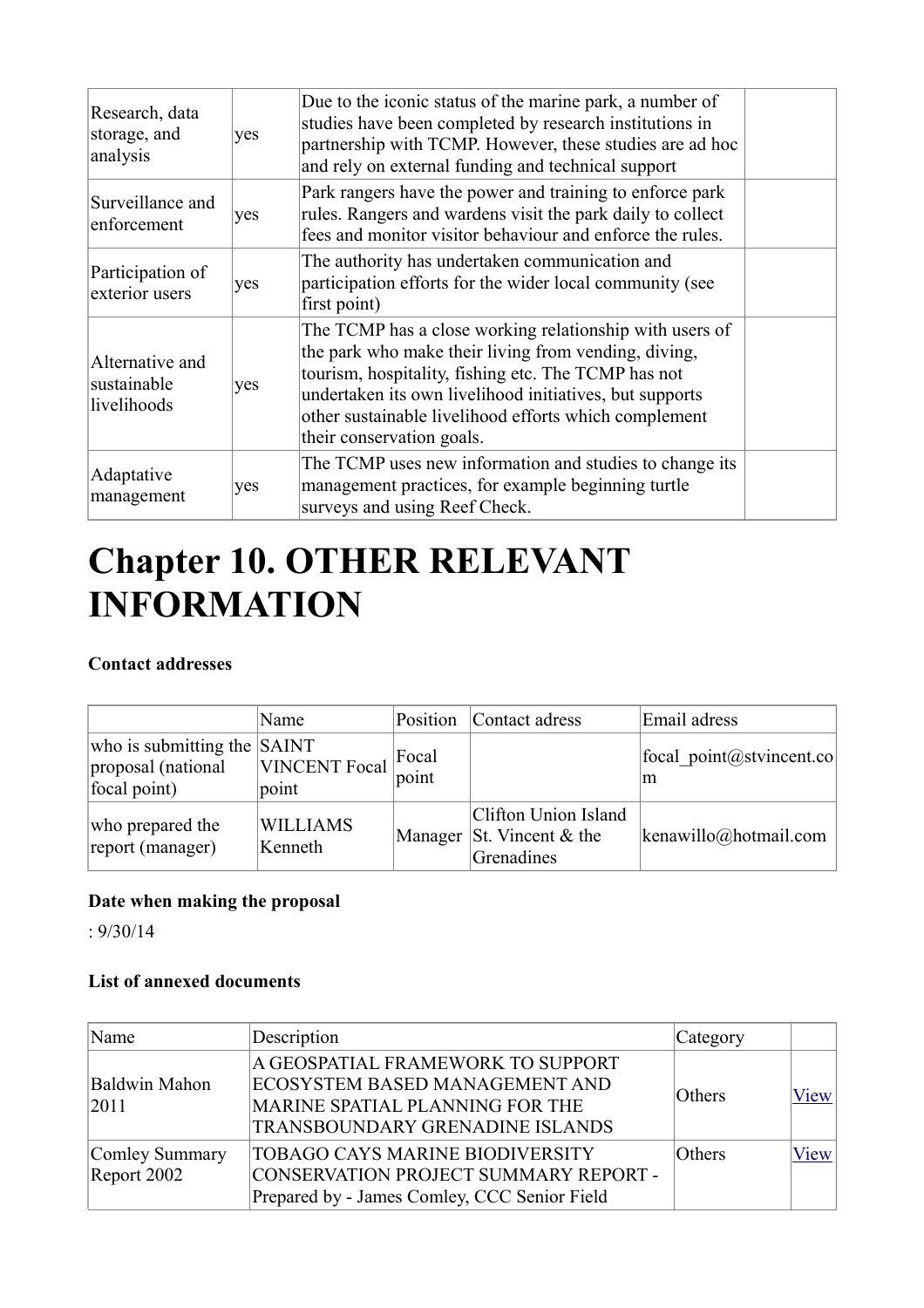| Research, data storage, and analysis | yes | Due to the iconic status of the marine park, a number of studies have been completed by research institutions in partnership with TCMP. However, these studies are ad hoc and rely on external funding and technical support | |
|---|---|---|---|
| Surveillance and enforcement | yes | Park rangers have the power and training to enforce park rules. Rangers and wardens visit the park daily to collect fees and monitor visitor behaviour and enforce the rules. | |
| Participation of exterior users | yes | The authority has undertaken communication and participation efforts for the wider local community (see first point) | |
| Alternative and sustainable livelihoods | yes | The TCMP has a close working relationship with users of the park who make their living from vending, diving, tourism, hospitality, fishing etc. The TCMP has not undertaken its own livelihood initiatives, but supports other sustainable livelihood efforts which complement their conservation goals. | |
| Adaptative management | yes | The TCMP uses new information and studies to change its management practices, for example beginning turtle surveys and using Reef Check. | |

# Chapter 10. OTHER RELEVANT INFORMATION

**Contact addresses**

| | Name | Position | Contact adress | Email adress |
|---|---|---|---|---|
| who is submitting the proposal (national focal point) | SAINT VINCENT Focal point | Focal point | | focal_point@stvincent.com |
| who prepared the report (manager) | WILLIAMS Kenneth | Manager | Clifton Union Island St. Vincent & the Grenadines | kenawillo@hotmail.com |

**Date when making the proposal**

: 9/30/14

**List of annexed documents**

| Name | Description | Category | |
|---|---|---|---|
| Baldwin Mahon 2011 | A GEOSPATIAL FRAMEWORK TO SUPPORT ECOSYSTEM BASED MANAGEMENT AND MARINE SPATIAL PLANNING FOR THE TRANSBOUNDARY GRENADINE ISLANDS | Others | View |
| Comley Summary Report 2002 | TOBAGO CAYS MARINE BIODIVERSITY CONSERVATION PROJECT SUMMARY REPORT - Prepared by - James Comley, CCC Senior Field | Others | View |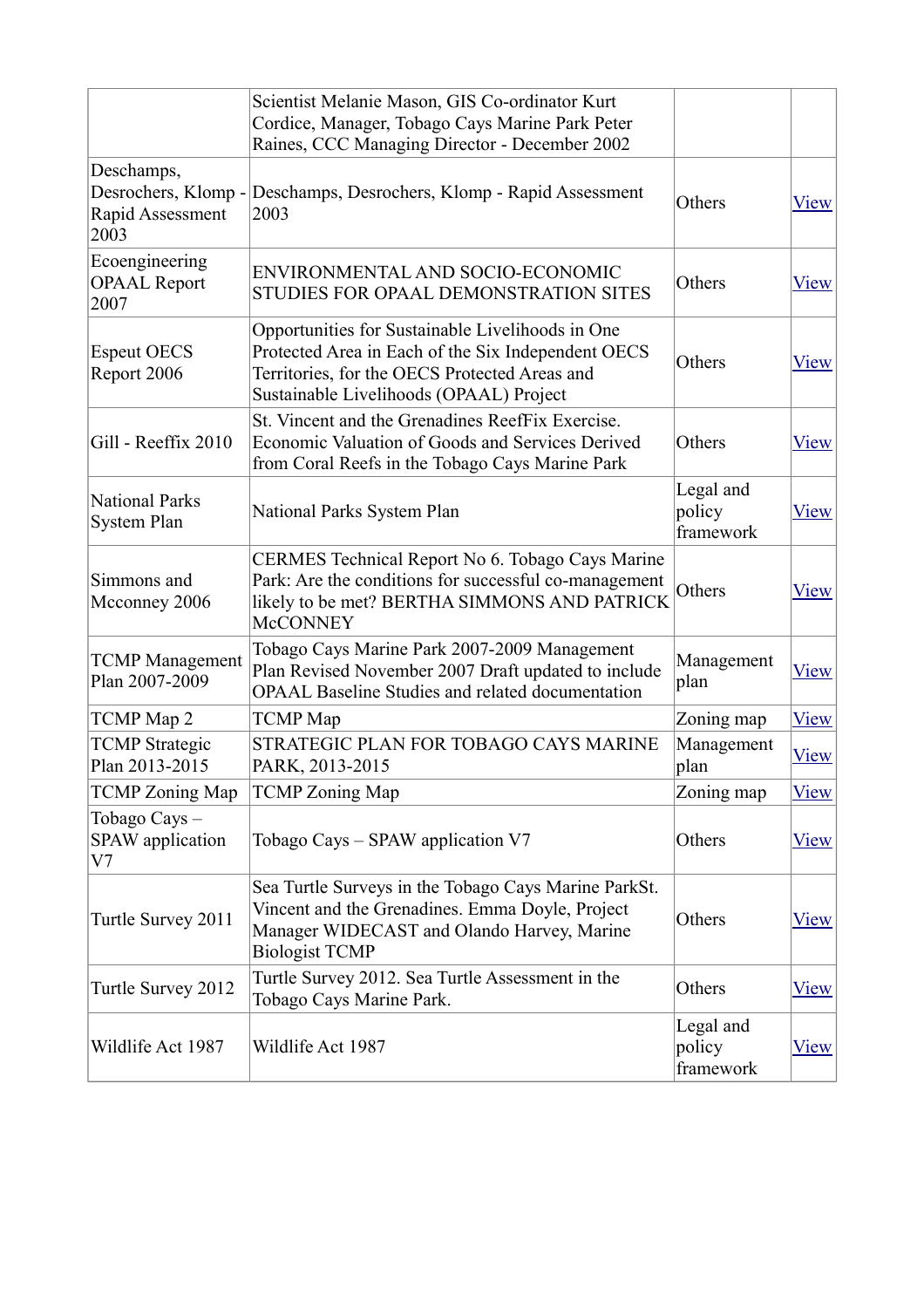| | | | |
|---|---|---|---|
| | Scientist Melanie Mason, GIS Co-ordinator Kurt Cordice, Manager, Tobago Cays Marine Park Peter Raines, CCC Managing Director - December 2002 | | |
| Deschamps, Desrochers, Klomp - Rapid Assessment 2003 | Deschamps, Desrochers, Klomp - Rapid Assessment 2003 | Others | View |
| Ecoengineering OPAAL Report 2007 | ENVIRONMENTAL AND SOCIO-ECONOMIC STUDIES FOR OPAAL DEMONSTRATION SITES | Others | View |
| Espeut OECS Report 2006 | Opportunities for Sustainable Livelihoods in One Protected Area in Each of the Six Independent OECS Territories, for the OECS Protected Areas and Sustainable Livelihoods (OPAAL) Project | Others | View |
| Gill - Reeffix 2010 | St. Vincent and the Grenadines ReefFix Exercise. Economic Valuation of Goods and Services Derived from Coral Reefs in the Tobago Cays Marine Park | Others | View |
| National Parks System Plan | National Parks System Plan | Legal and policy framework | View |
| Simmons and Mcconney 2006 | CERMES Technical Report No 6. Tobago Cays Marine Park: Are the conditions for successful co-management likely to be met? BERTHA SIMMONS AND PATRICK McCONNEY | Others | View |
| TCMP Management Plan 2007-2009 | Tobago Cays Marine Park 2007-2009 Management Plan Revised November 2007 Draft updated to include OPAAL Baseline Studies and related documentation | Management plan | View |
| TCMP Map 2 | TCMP Map | Zoning map | View |
| TCMP Strategic Plan 2013-2015 | STRATEGIC PLAN FOR TOBAGO CAYS MARINE PARK, 2013-2015 | Management plan | View |
| TCMP Zoning Map | TCMP Zoning Map | Zoning map | View |
| Tobago Cays – SPAW application V7 | Tobago Cays – SPAW application V7 | Others | View |
| Turtle Survey 2011 | Sea Turtle Surveys in the Tobago Cays Marine ParkSt. Vincent and the Grenadines. Emma Doyle, Project Manager WIDECAST and Olando Harvey, Marine Biologist TCMP | Others | View |
| Turtle Survey 2012 | Turtle Survey 2012. Sea Turtle Assessment in the Tobago Cays Marine Park. | Others | View |
| Wildlife Act 1987 | Wildlife Act 1987 | Legal and policy framework | View |